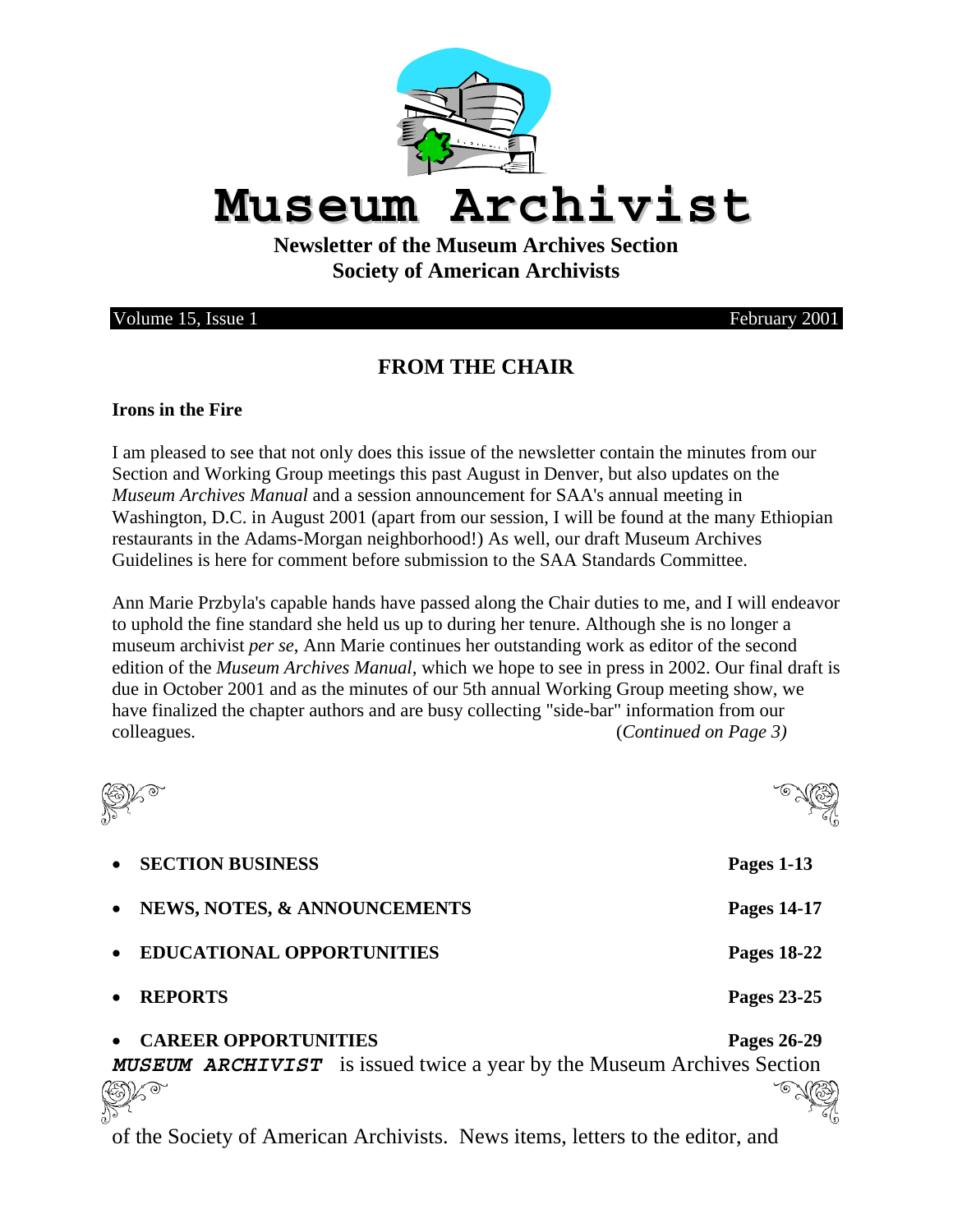# Museum Archivist

**Newsletter of the Museum Archives Section**
**Society of American Archivists**

Volume 15, Issue 1 February 2001

## FROM THE CHAIR

**Irons in the Fire**

I am pleased to see that not only does this issue of the newsletter contain the minutes from our Section and Working Group meetings this past August in Denver, but also updates on the *Museum Archives Manual* and a session announcement for SAA's annual meeting in Washington, D.C. in August 2001 (apart from our session, I will be found at the many Ethiopian restaurants in the Adams-Morgan neighborhood!) As well, our draft Museum Archives Guidelines is here for comment before submission to the SAA Standards Committee.

Ann Marie Przbyla's capable hands have passed along the Chair duties to me, and I will endeavor to uphold the fine standard she held us up to during her tenure. Although she is no longer a museum archivist *per se*, Ann Marie continues her outstanding work as editor of the second edition of the *Museum Archives Manual*, which we hope to see in press in 2002. Our final draft is due in October 2001 and as the minutes of our 5th annual Working Group meeting show, we have finalized the chapter authors and are busy collecting "side-bar" information from our colleagues. (*Continued on Page 3)*

- **SECTION BUSINESS** **Pages 1-13**
- **NEWS, NOTES, & ANNOUNCEMENTS** **Pages 14-17**
- **EDUCATIONAL OPPORTUNITIES** **Pages 18-22**
- **REPORTS** **Pages 23-25**
- **CAREER OPPORTUNITIES** **Pages 26-29**

***MUSEUM ARCHIVIST*** is issued twice a year by the Museum Archives Section of the Society of American Archivists. News items, letters to the editor, and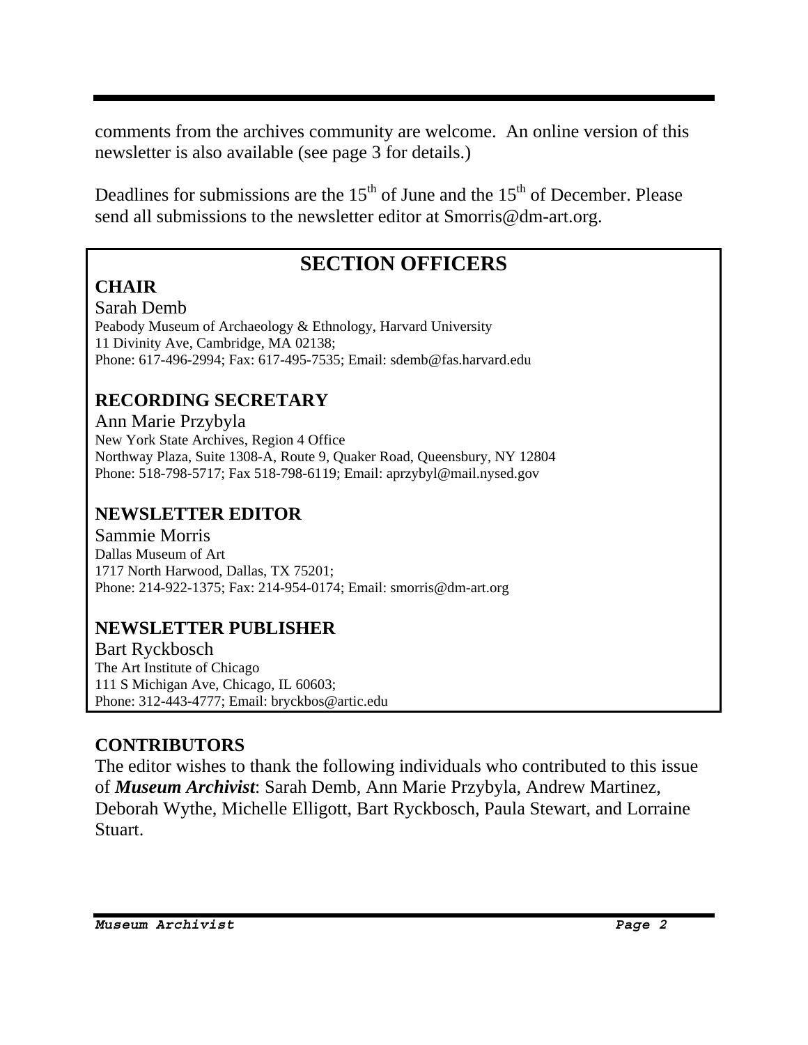comments from the archives community are welcome. An online version of this newsletter is also available (see page 3 for details.)

Deadlines for submissions are the 15th of June and the 15th of December. Please send all submissions to the newsletter editor at Smorris@dm-art.org.

## SECTION OFFICERS

### CHAIR

Sarah Demb
Peabody Museum of Archaeology & Ethnology, Harvard University
11 Divinity Ave, Cambridge, MA 02138;
Phone: 617-496-2994; Fax: 617-495-7535; Email: sdemb@fas.harvard.edu

### RECORDING SECRETARY

Ann Marie Przybyla
New York State Archives, Region 4 Office
Northway Plaza, Suite 1308-A, Route 9, Quaker Road, Queensbury, NY 12804
Phone: 518-798-5717; Fax 518-798-6119; Email: aprzybyl@mail.nysed.gov

### NEWSLETTER EDITOR

Sammie Morris
Dallas Museum of Art
1717 North Harwood, Dallas, TX 75201;
Phone: 214-922-1375; Fax: 214-954-0174; Email: smorris@dm-art.org

### NEWSLETTER PUBLISHER

Bart Ryckbosch
The Art Institute of Chicago
111 S Michigan Ave, Chicago, IL 60603;
Phone: 312-443-4777; Email: bryckbos@artic.edu

### CONTRIBUTORS

The editor wishes to thank the following individuals who contributed to this issue of ***Museum Archivist***: Sarah Demb, Ann Marie Przybyla, Andrew Martinez, Deborah Wythe, Michelle Elligott, Bart Ryckbosch, Paula Stewart, and Lorraine Stuart.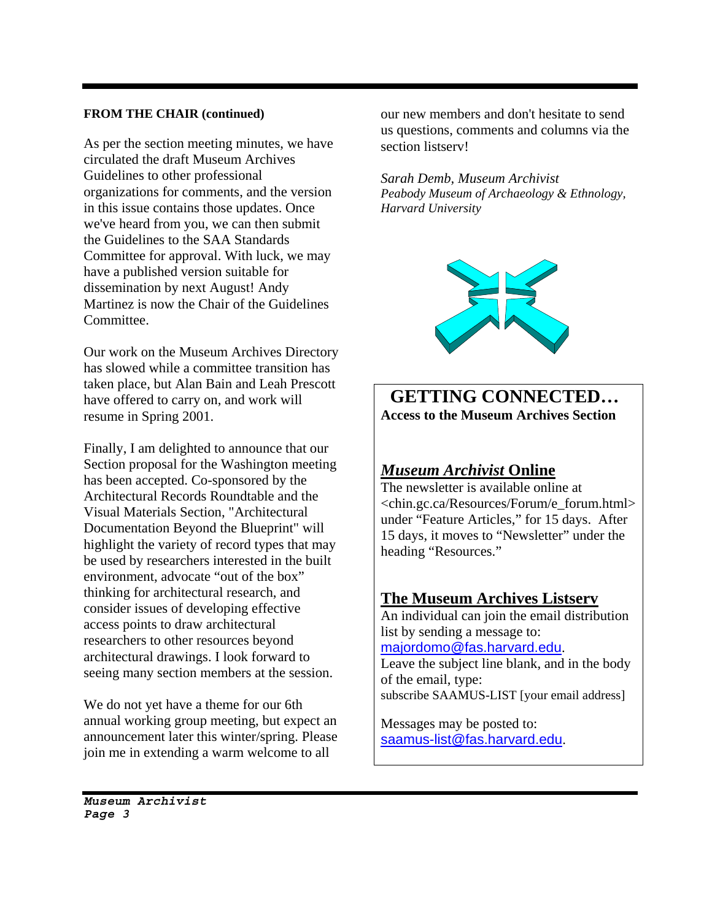**FROM THE CHAIR (continued)**

As per the section meeting minutes, we have circulated the draft Museum Archives Guidelines to other professional organizations for comments, and the version in this issue contains those updates. Once we've heard from you, we can then submit the Guidelines to the SAA Standards Committee for approval. With luck, we may have a published version suitable for dissemination by next August! Andy Martinez is now the Chair of the Guidelines Committee.

Our work on the Museum Archives Directory has slowed while a committee transition has taken place, but Alan Bain and Leah Prescott have offered to carry on, and work will resume in Spring 2001.

Finally, I am delighted to announce that our Section proposal for the Washington meeting has been accepted. Co-sponsored by the Architectural Records Roundtable and the Visual Materials Section, "Architectural Documentation Beyond the Blueprint" will highlight the variety of record types that may be used by researchers interested in the built environment, advocate "out of the box" thinking for architectural research, and consider issues of developing effective access points to draw architectural researchers to other resources beyond architectural drawings. I look forward to seeing many section members at the session.

We do not yet have a theme for our 6th annual working group meeting, but expect an announcement later this winter/spring. Please join me in extending a warm welcome to all our new members and don't hesitate to send us questions, comments and columns via the section listserv!

*Sarah Demb, Museum Archivist*
*Peabody Museum of Archaeology & Ethnology, Harvard University*

## GETTING CONNECTED…

**Access to the Museum Archives Section**

### *Museum Archivist* Online

The newsletter is available online at <chin.gc.ca/Resources/Forum/e_forum.html> under "Feature Articles," for 15 days. After 15 days, it moves to "Newsletter" under the heading "Resources."

### The Museum Archives Listserv

An individual can join the email distribution list by sending a message to: majordomo@fas.harvard.edu.
Leave the subject line blank, and in the body of the email, type:
subscribe SAAMUS-LIST [your email address]

Messages may be posted to: saamus-list@fas.harvard.edu.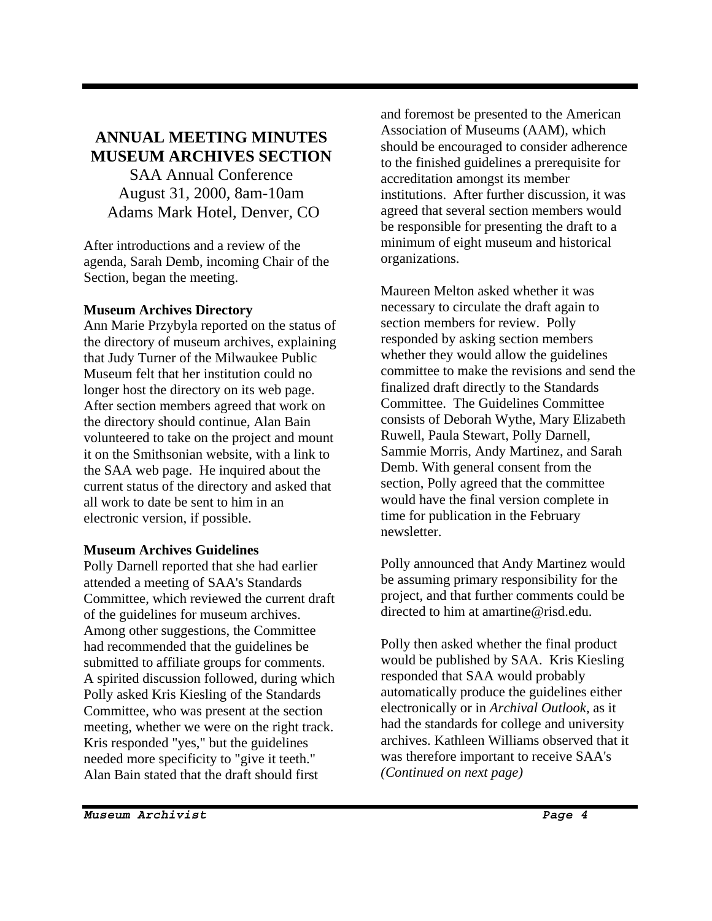# ANNUAL MEETING MINUTES MUSEUM ARCHIVES SECTION

SAA Annual Conference
August 31, 2000, 8am-10am
Adams Mark Hotel, Denver, CO

After introductions and a review of the agenda, Sarah Demb, incoming Chair of the Section, began the meeting.

**Museum Archives Directory**

Ann Marie Przybyla reported on the status of the directory of museum archives, explaining that Judy Turner of the Milwaukee Public Museum felt that her institution could no longer host the directory on its web page. After section members agreed that work on the directory should continue, Alan Bain volunteered to take on the project and mount it on the Smithsonian website, with a link to the SAA web page. He inquired about the current status of the directory and asked that all work to date be sent to him in an electronic version, if possible.

**Museum Archives Guidelines**

Polly Darnell reported that she had earlier attended a meeting of SAA's Standards Committee, which reviewed the current draft of the guidelines for museum archives. Among other suggestions, the Committee had recommended that the guidelines be submitted to affiliate groups for comments. A spirited discussion followed, during which Polly asked Kris Kiesling of the Standards Committee, who was present at the section meeting, whether we were on the right track. Kris responded "yes," but the guidelines needed more specificity to "give it teeth." Alan Bain stated that the draft should first and foremost be presented to the American Association of Museums (AAM), which should be encouraged to consider adherence to the finished guidelines a prerequisite for accreditation amongst its member institutions. After further discussion, it was agreed that several section members would be responsible for presenting the draft to a minimum of eight museum and historical organizations.

Maureen Melton asked whether it was necessary to circulate the draft again to section members for review. Polly responded by asking section members whether they would allow the guidelines committee to make the revisions and send the finalized draft directly to the Standards Committee. The Guidelines Committee consists of Deborah Wythe, Mary Elizabeth Ruwell, Paula Stewart, Polly Darnell, Sammie Morris, Andy Martinez, and Sarah Demb. With general consent from the section, Polly agreed that the committee would have the final version complete in time for publication in the February newsletter.

Polly announced that Andy Martinez would be assuming primary responsibility for the project, and that further comments could be directed to him at amartine@risd.edu.

Polly then asked whether the final product would be published by SAA. Kris Kiesling responded that SAA would probably automatically produce the guidelines either electronically or in *Archival Outlook*, as it had the standards for college and university archives. Kathleen Williams observed that it was therefore important to receive SAA's

*(Continued on next page)*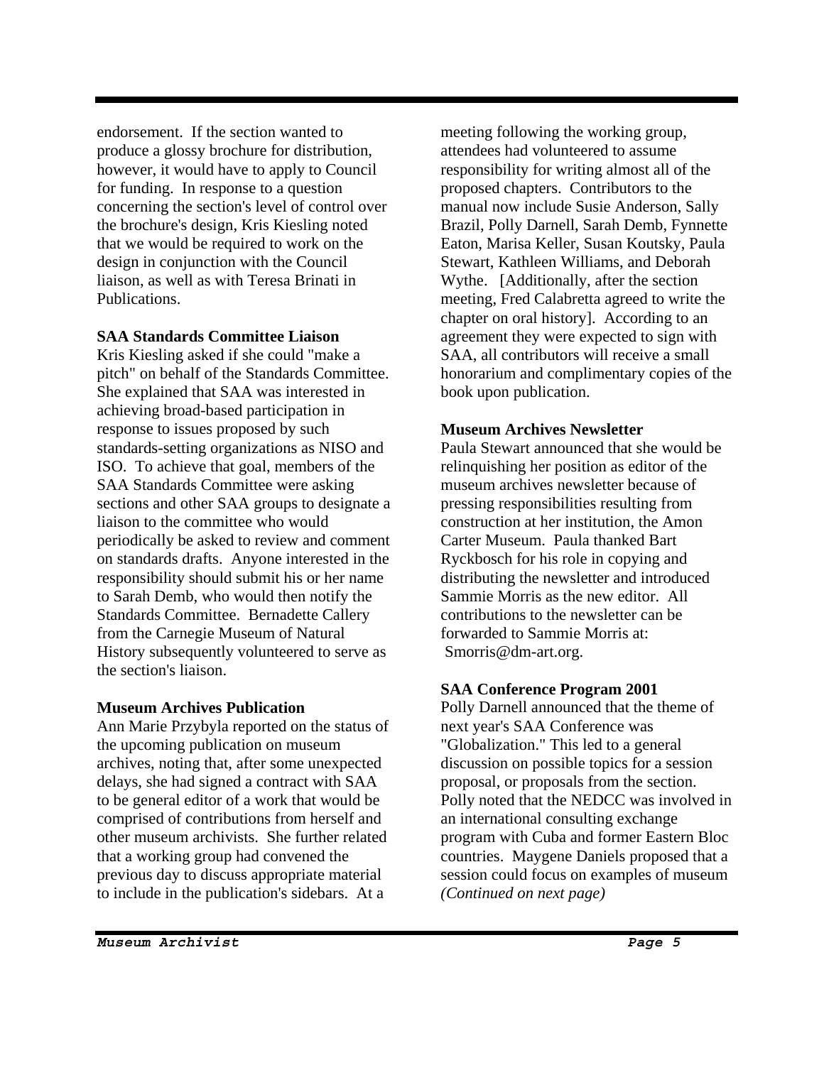endorsement. If the section wanted to produce a glossy brochure for distribution, however, it would have to apply to Council for funding. In response to a question concerning the section's level of control over the brochure's design, Kris Kiesling noted that we would be required to work on the design in conjunction with the Council liaison, as well as with Teresa Brinati in Publications.

**SAA Standards Committee Liaison**

Kris Kiesling asked if she could "make a pitch" on behalf of the Standards Committee. She explained that SAA was interested in achieving broad-based participation in response to issues proposed by such standards-setting organizations as NISO and ISO. To achieve that goal, members of the SAA Standards Committee were asking sections and other SAA groups to designate a liaison to the committee who would periodically be asked to review and comment on standards drafts. Anyone interested in the responsibility should submit his or her name to Sarah Demb, who would then notify the Standards Committee. Bernadette Callery from the Carnegie Museum of Natural History subsequently volunteered to serve as the section's liaison.

**Museum Archives Publication**

Ann Marie Przybyla reported on the status of the upcoming publication on museum archives, noting that, after some unexpected delays, she had signed a contract with SAA to be general editor of a work that would be comprised of contributions from herself and other museum archivists. She further related that a working group had convened the previous day to discuss appropriate material to include in the publication's sidebars. At a meeting following the working group, attendees had volunteered to assume responsibility for writing almost all of the proposed chapters. Contributors to the manual now include Susie Anderson, Sally Brazil, Polly Darnell, Sarah Demb, Fynnette Eaton, Marisa Keller, Susan Koutsky, Paula Stewart, Kathleen Williams, and Deborah Wythe. [Additionally, after the section meeting, Fred Calabretta agreed to write the chapter on oral history]. According to an agreement they were expected to sign with SAA, all contributors will receive a small honorarium and complimentary copies of the book upon publication.

**Museum Archives Newsletter**

Paula Stewart announced that she would be relinquishing her position as editor of the museum archives newsletter because of pressing responsibilities resulting from construction at her institution, the Amon Carter Museum. Paula thanked Bart Ryckbosch for his role in copying and distributing the newsletter and introduced Sammie Morris as the new editor. All contributions to the newsletter can be forwarded to Sammie Morris at: Smorris@dm-art.org.

**SAA Conference Program 2001**

Polly Darnell announced that the theme of next year's SAA Conference was "Globalization." This led to a general discussion on possible topics for a session proposal, or proposals from the section. Polly noted that the NEDCC was involved in an international consulting exchange program with Cuba and former Eastern Bloc countries. Maygene Daniels proposed that a session could focus on examples of museum *(Continued on next page)*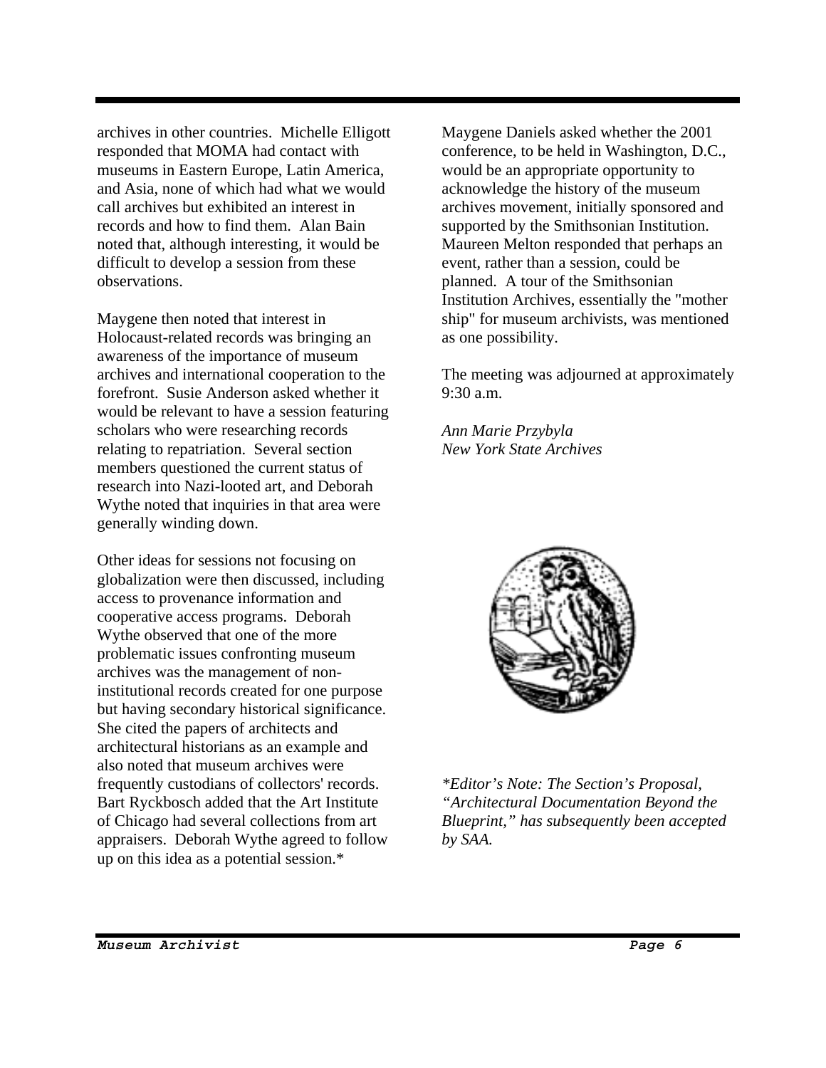archives in other countries. Michelle Elligott responded that MOMA had contact with museums in Eastern Europe, Latin America, and Asia, none of which had what we would call archives but exhibited an interest in records and how to find them. Alan Bain noted that, although interesting, it would be difficult to develop a session from these observations.

Maygene then noted that interest in Holocaust-related records was bringing an awareness of the importance of museum archives and international cooperation to the forefront. Susie Anderson asked whether it would be relevant to have a session featuring scholars who were researching records relating to repatriation. Several section members questioned the current status of research into Nazi-looted art, and Deborah Wythe noted that inquiries in that area were generally winding down.

Other ideas for sessions not focusing on globalization were then discussed, including access to provenance information and cooperative access programs. Deborah Wythe observed that one of the more problematic issues confronting museum archives was the management of non-institutional records created for one purpose but having secondary historical significance. She cited the papers of architects and architectural historians as an example and also noted that museum archives were frequently custodians of collectors' records. Bart Ryckbosch added that the Art Institute of Chicago had several collections from art appraisers. Deborah Wythe agreed to follow up on this idea as a potential session.*

Maygene Daniels asked whether the 2001 conference, to be held in Washington, D.C., would be an appropriate opportunity to acknowledge the history of the museum archives movement, initially sponsored and supported by the Smithsonian Institution. Maureen Melton responded that perhaps an event, rather than a session, could be planned. A tour of the Smithsonian Institution Archives, essentially the "mother ship" for museum archivists, was mentioned as one possibility.

The meeting was adjourned at approximately 9:30 a.m.

*Ann Marie Przybyla*
*New York State Archives*

*\*Editor's Note: The Section's Proposal, "Architectural Documentation Beyond the Blueprint," has subsequently been accepted by SAA.*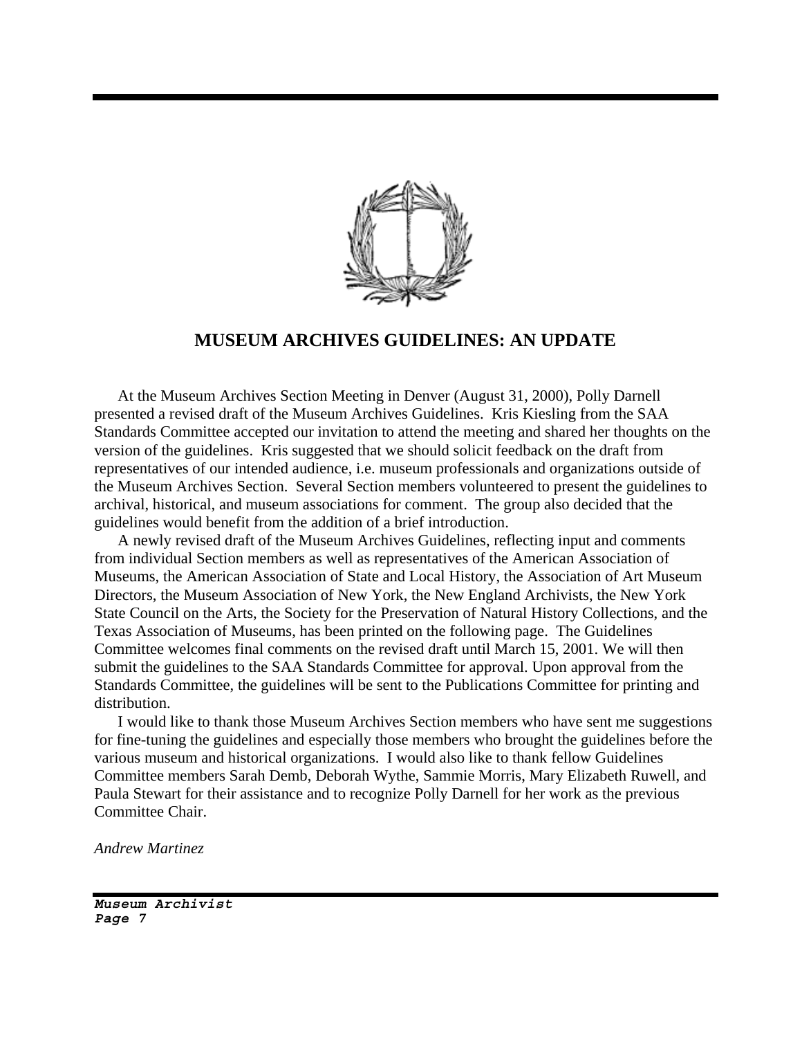## MUSEUM ARCHIVES GUIDELINES: AN UPDATE

At the Museum Archives Section Meeting in Denver (August 31, 2000), Polly Darnell presented a revised draft of the Museum Archives Guidelines. Kris Kiesling from the SAA Standards Committee accepted our invitation to attend the meeting and shared her thoughts on the version of the guidelines. Kris suggested that we should solicit feedback on the draft from representatives of our intended audience, i.e. museum professionals and organizations outside of the Museum Archives Section. Several Section members volunteered to present the guidelines to archival, historical, and museum associations for comment. The group also decided that the guidelines would benefit from the addition of a brief introduction.

A newly revised draft of the Museum Archives Guidelines, reflecting input and comments from individual Section members as well as representatives of the American Association of Museums, the American Association of State and Local History, the Association of Art Museum Directors, the Museum Association of New York, the New England Archivists, the New York State Council on the Arts, the Society for the Preservation of Natural History Collections, and the Texas Association of Museums, has been printed on the following page. The Guidelines Committee welcomes final comments on the revised draft until March 15, 2001. We will then submit the guidelines to the SAA Standards Committee for approval. Upon approval from the Standards Committee, the guidelines will be sent to the Publications Committee for printing and distribution.

I would like to thank those Museum Archives Section members who have sent me suggestions for fine-tuning the guidelines and especially those members who brought the guidelines before the various museum and historical organizations. I would also like to thank fellow Guidelines Committee members Sarah Demb, Deborah Wythe, Sammie Morris, Mary Elizabeth Ruwell, and Paula Stewart for their assistance and to recognize Polly Darnell for her work as the previous Committee Chair.

*Andrew Martinez*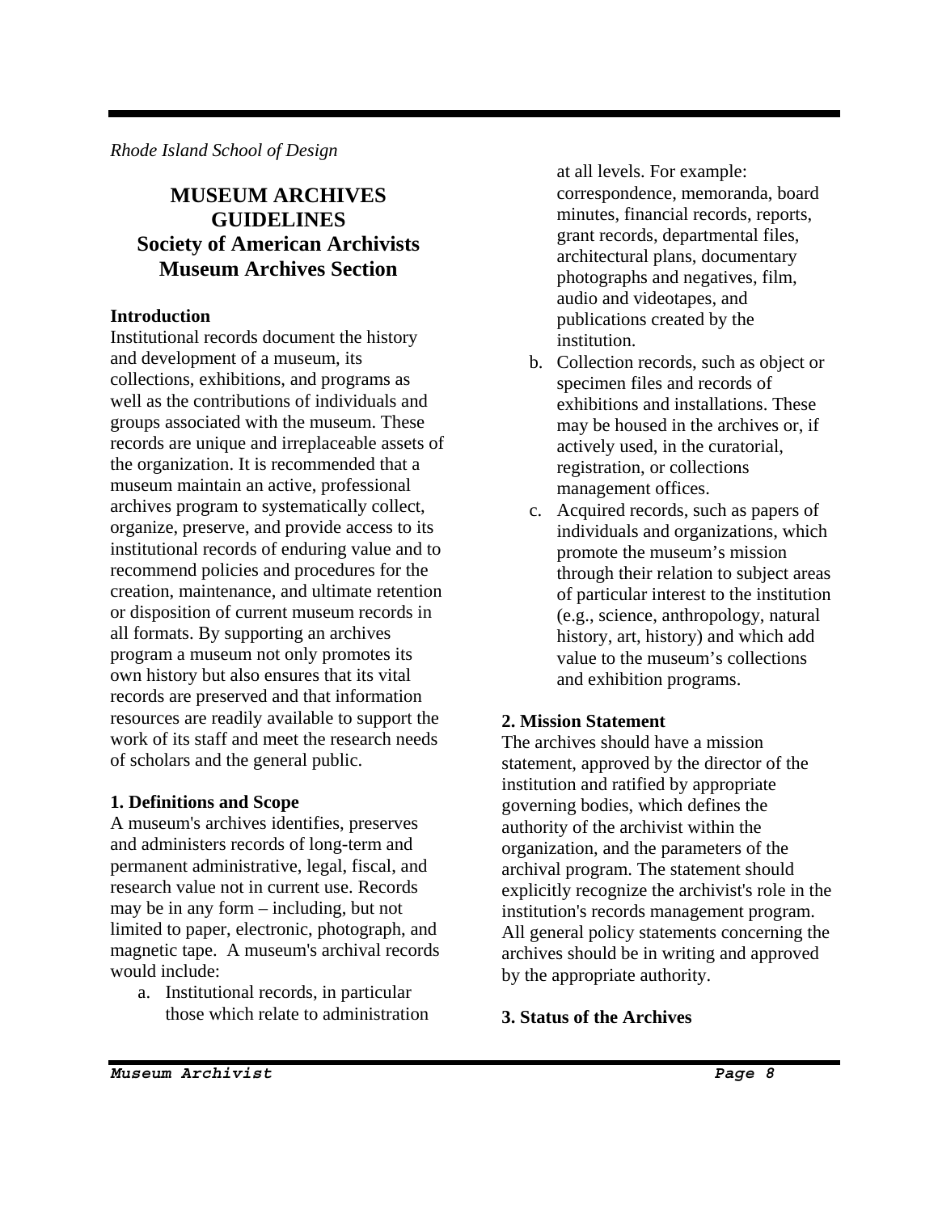*Rhode Island School of Design*

## MUSEUM ARCHIVES GUIDELINES
## Society of American Archivists Museum Archives Section

### Introduction

Institutional records document the history and development of a museum, its collections, exhibitions, and programs as well as the contributions of individuals and groups associated with the museum. These records are unique and irreplaceable assets of the organization. It is recommended that a museum maintain an active, professional archives program to systematically collect, organize, preserve, and provide access to its institutional records of enduring value and to recommend policies and procedures for the creation, maintenance, and ultimate retention or disposition of current museum records in all formats. By supporting an archives program a museum not only promotes its own history but also ensures that its vital records are preserved and that information resources are readily available to support the work of its staff and meet the research needs of scholars and the general public.

### 1. Definitions and Scope

A museum's archives identifies, preserves and administers records of long-term and permanent administrative, legal, fiscal, and research value not in current use. Records may be in any form – including, but not limited to paper, electronic, photograph, and magnetic tape. A museum's archival records would include:

a. Institutional records, in particular those which relate to administration at all levels. For example: correspondence, memoranda, board minutes, financial records, reports, grant records, departmental files, architectural plans, documentary photographs and negatives, film, audio and videotapes, and publications created by the institution.
b. Collection records, such as object or specimen files and records of exhibitions and installations. These may be housed in the archives or, if actively used, in the curatorial, registration, or collections management offices.
c. Acquired records, such as papers of individuals and organizations, which promote the museum's mission through their relation to subject areas of particular interest to the institution (e.g., science, anthropology, natural history, art, history) and which add value to the museum's collections and exhibition programs.

### 2. Mission Statement

The archives should have a mission statement, approved by the director of the institution and ratified by appropriate governing bodies, which defines the authority of the archivist within the organization, and the parameters of the archival program. The statement should explicitly recognize the archivist's role in the institution's records management program. All general policy statements concerning the archives should be in writing and approved by the appropriate authority.

### 3. Status of the Archives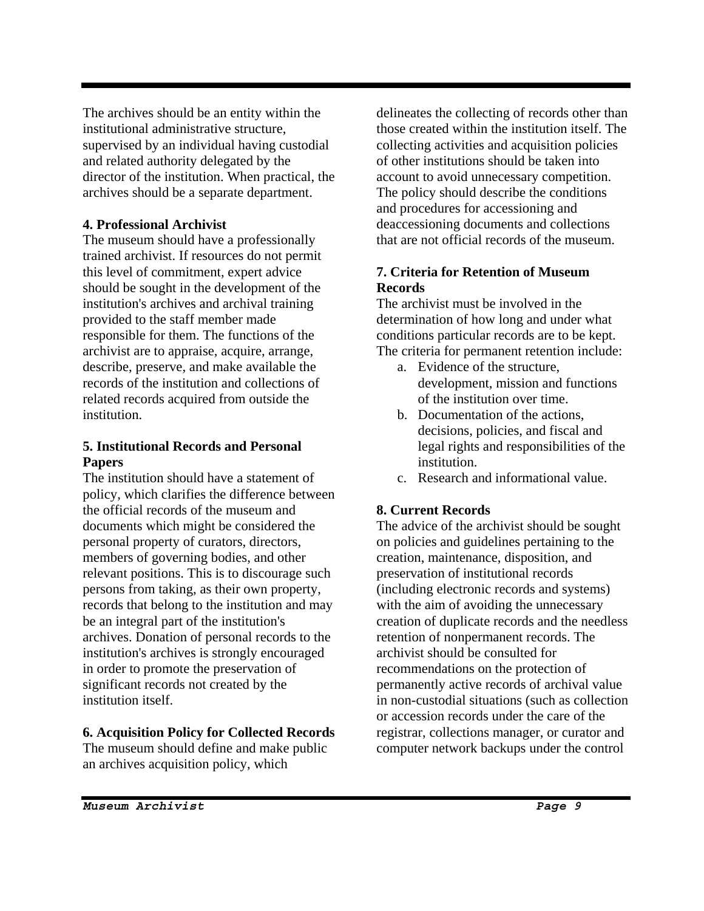The archives should be an entity within the institutional administrative structure, supervised by an individual having custodial and related authority delegated by the director of the institution. When practical, the archives should be a separate department.

**4. Professional Archivist**

The museum should have a professionally trained archivist. If resources do not permit this level of commitment, expert advice should be sought in the development of the institution's archives and archival training provided to the staff member made responsible for them. The functions of the archivist are to appraise, acquire, arrange, describe, preserve, and make available the records of the institution and collections of related records acquired from outside the institution.

**5. Institutional Records and Personal Papers**

The institution should have a statement of policy, which clarifies the difference between the official records of the museum and documents which might be considered the personal property of curators, directors, members of governing bodies, and other relevant positions. This is to discourage such persons from taking, as their own property, records that belong to the institution and may be an integral part of the institution's archives. Donation of personal records to the institution's archives is strongly encouraged in order to promote the preservation of significant records not created by the institution itself.

**6. Acquisition Policy for Collected Records**

The museum should define and make public an archives acquisition policy, which delineates the collecting of records other than those created within the institution itself. The collecting activities and acquisition policies of other institutions should be taken into account to avoid unnecessary competition. The policy should describe the conditions and procedures for accessioning and deaccessioning documents and collections that are not official records of the museum.

**7. Criteria for Retention of Museum Records**

The archivist must be involved in the determination of how long and under what conditions particular records are to be kept. The criteria for permanent retention include:

a. Evidence of the structure, development, mission and functions of the institution over time.
b. Documentation of the actions, decisions, policies, and fiscal and legal rights and responsibilities of the institution.
c. Research and informational value.

**8. Current Records**

The advice of the archivist should be sought on policies and guidelines pertaining to the creation, maintenance, disposition, and preservation of institutional records (including electronic records and systems) with the aim of avoiding the unnecessary creation of duplicate records and the needless retention of nonpermanent records. The archivist should be consulted for recommendations on the protection of permanently active records of archival value in non-custodial situations (such as collection or accession records under the care of the registrar, collections manager, or curator and computer network backups under the control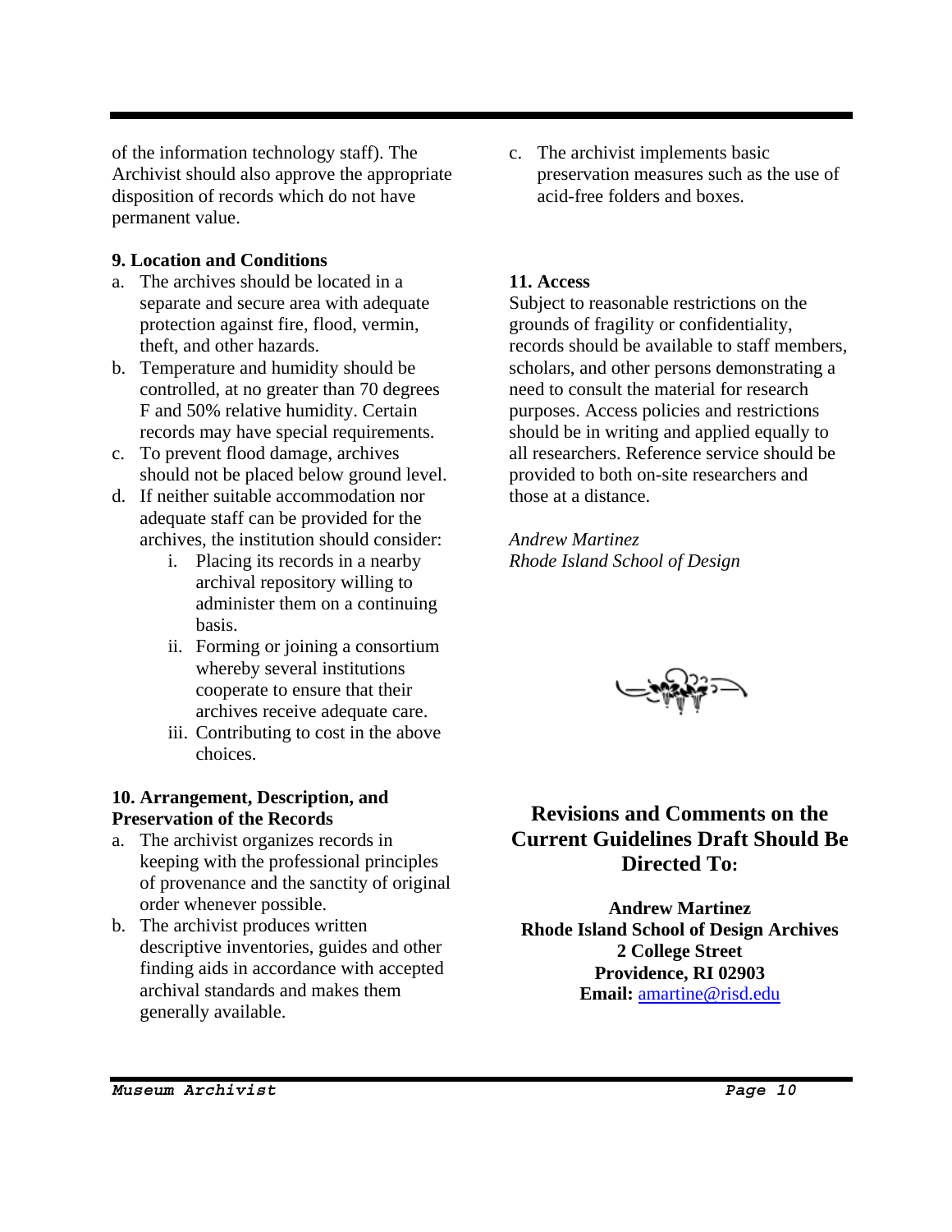of the information technology staff). The Archivist should also approve the appropriate disposition of records which do not have permanent value.

**9. Location and Conditions**

a. The archives should be located in a separate and secure area with adequate protection against fire, flood, vermin, theft, and other hazards.
b. Temperature and humidity should be controlled, at no greater than 70 degrees F and 50% relative humidity. Certain records may have special requirements.
c. To prevent flood damage, archives should not be placed below ground level.
d. If neither suitable accommodation nor adequate staff can be provided for the archives, the institution should consider:
    i. Placing its records in a nearby archival repository willing to administer them on a continuing basis.
    ii. Forming or joining a consortium whereby several institutions cooperate to ensure that their archives receive adequate care.
    iii. Contributing to cost in the above choices.

**10. Arrangement, Description, and Preservation of the Records**

a. The archivist organizes records in keeping with the professional principles of provenance and the sanctity of original order whenever possible.
b. The archivist produces written descriptive inventories, guides and other finding aids in accordance with accepted archival standards and makes them generally available.
c. The archivist implements basic preservation measures such as the use of acid-free folders and boxes.

**11. Access**

Subject to reasonable restrictions on the grounds of fragility or confidentiality, records should be available to staff members, scholars, and other persons demonstrating a need to consult the material for research purposes. Access policies and restrictions should be in writing and applied equally to all researchers. Reference service should be provided to both on-site researchers and those at a distance.

*Andrew Martinez*
*Rhode Island School of Design*

## Revisions and Comments on the Current Guidelines Draft Should Be Directed To:

**Andrew Martinez**
**Rhode Island School of Design Archives**
**2 College Street**
**Providence, RI 02903**
**Email:** amartine@risd.edu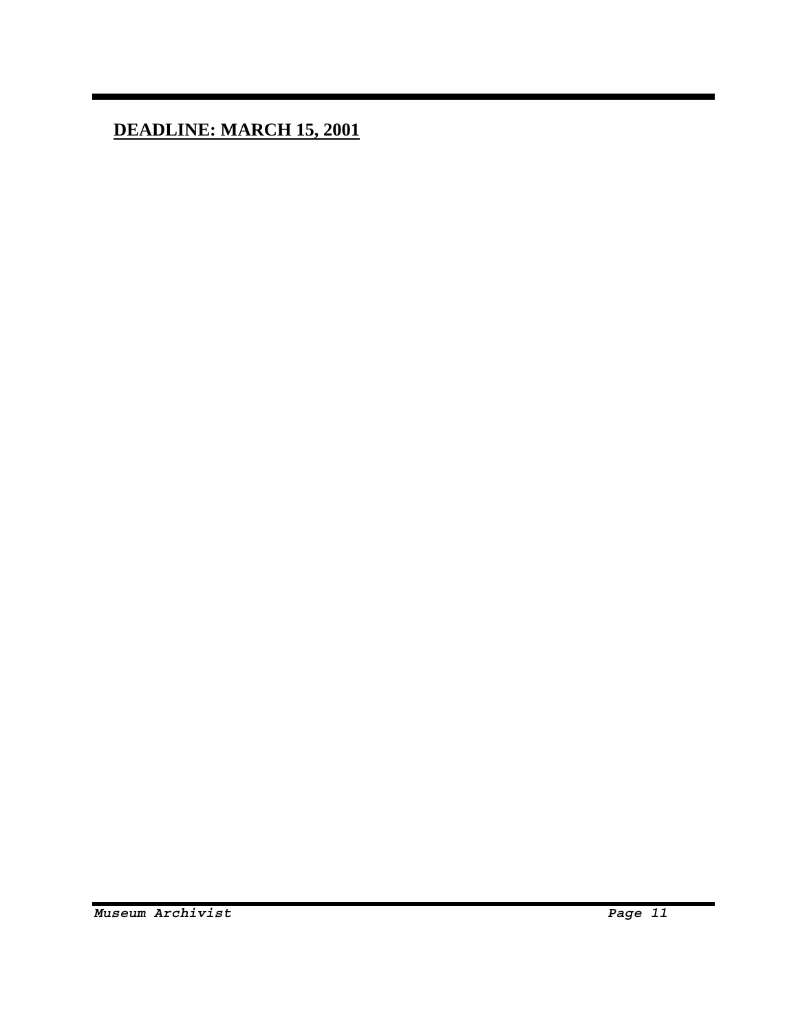**DEADLINE: MARCH 15, 2001**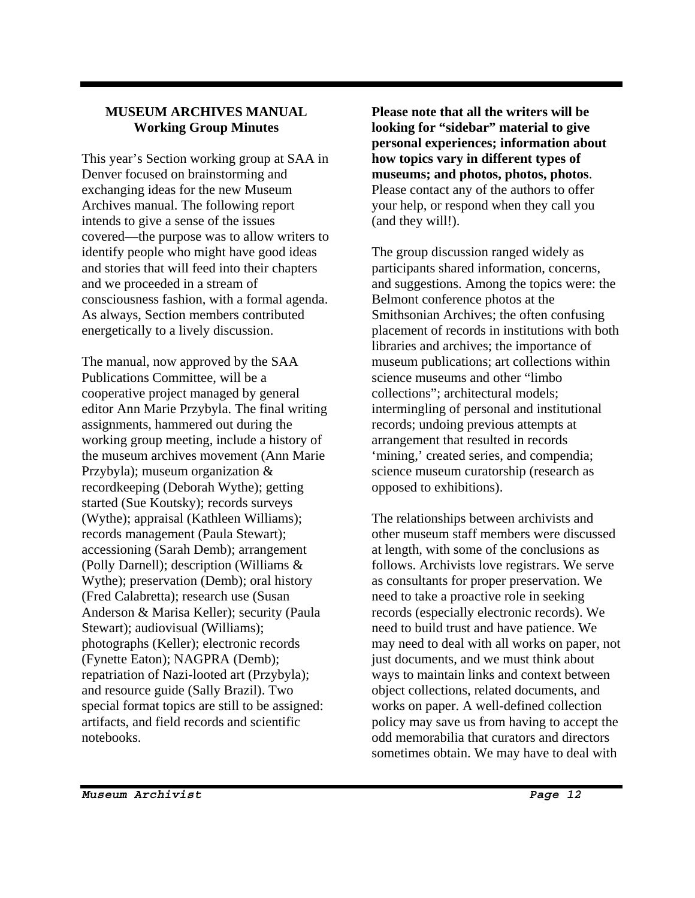## MUSEUM ARCHIVES MANUAL
### Working Group Minutes

This year's Section working group at SAA in Denver focused on brainstorming and exchanging ideas for the new Museum Archives manual. The following report intends to give a sense of the issues covered—the purpose was to allow writers to identify people who might have good ideas and stories that will feed into their chapters and we proceeded in a stream of consciousness fashion, with a formal agenda. As always, Section members contributed energetically to a lively discussion.

The manual, now approved by the SAA Publications Committee, will be a cooperative project managed by general editor Ann Marie Przybyla. The final writing assignments, hammered out during the working group meeting, include a history of the museum archives movement (Ann Marie Przybyla); museum organization & recordkeeping (Deborah Wythe); getting started (Sue Koutsky); records surveys (Wythe); appraisal (Kathleen Williams); records management (Paula Stewart); accessioning (Sarah Demb); arrangement (Polly Darnell); description (Williams & Wythe); preservation (Demb); oral history (Fred Calabretta); research use (Susan Anderson & Marisa Keller); security (Paula Stewart); audiovisual (Williams); photographs (Keller); electronic records (Fynette Eaton); NAGPRA (Demb); repatriation of Nazi-looted art (Przybyla); and resource guide (Sally Brazil). Two special format topics are still to be assigned: artifacts, and field records and scientific notebooks.

**Please note that all the writers will be looking for "sidebar" material to give personal experiences; information about how topics vary in different types of museums; and photos, photos, photos**. Please contact any of the authors to offer your help, or respond when they call you (and they will!).

The group discussion ranged widely as participants shared information, concerns, and suggestions. Among the topics were: the Belmont conference photos at the Smithsonian Archives; the often confusing placement of records in institutions with both libraries and archives; the importance of museum publications; art collections within science museums and other "limbo collections"; architectural models; intermingling of personal and institutional records; undoing previous attempts at arrangement that resulted in records 'mining,' created series, and compendia; science museum curatorship (research as opposed to exhibitions).

The relationships between archivists and other museum staff members were discussed at length, with some of the conclusions as follows. Archivists love registrars. We serve as consultants for proper preservation. We need to take a proactive role in seeking records (especially electronic records). We need to build trust and have patience. We may need to deal with all works on paper, not just documents, and we must think about ways to maintain links and context between object collections, related documents, and works on paper. A well-defined collection policy may save us from having to accept the odd memorabilia that curators and directors sometimes obtain. We may have to deal with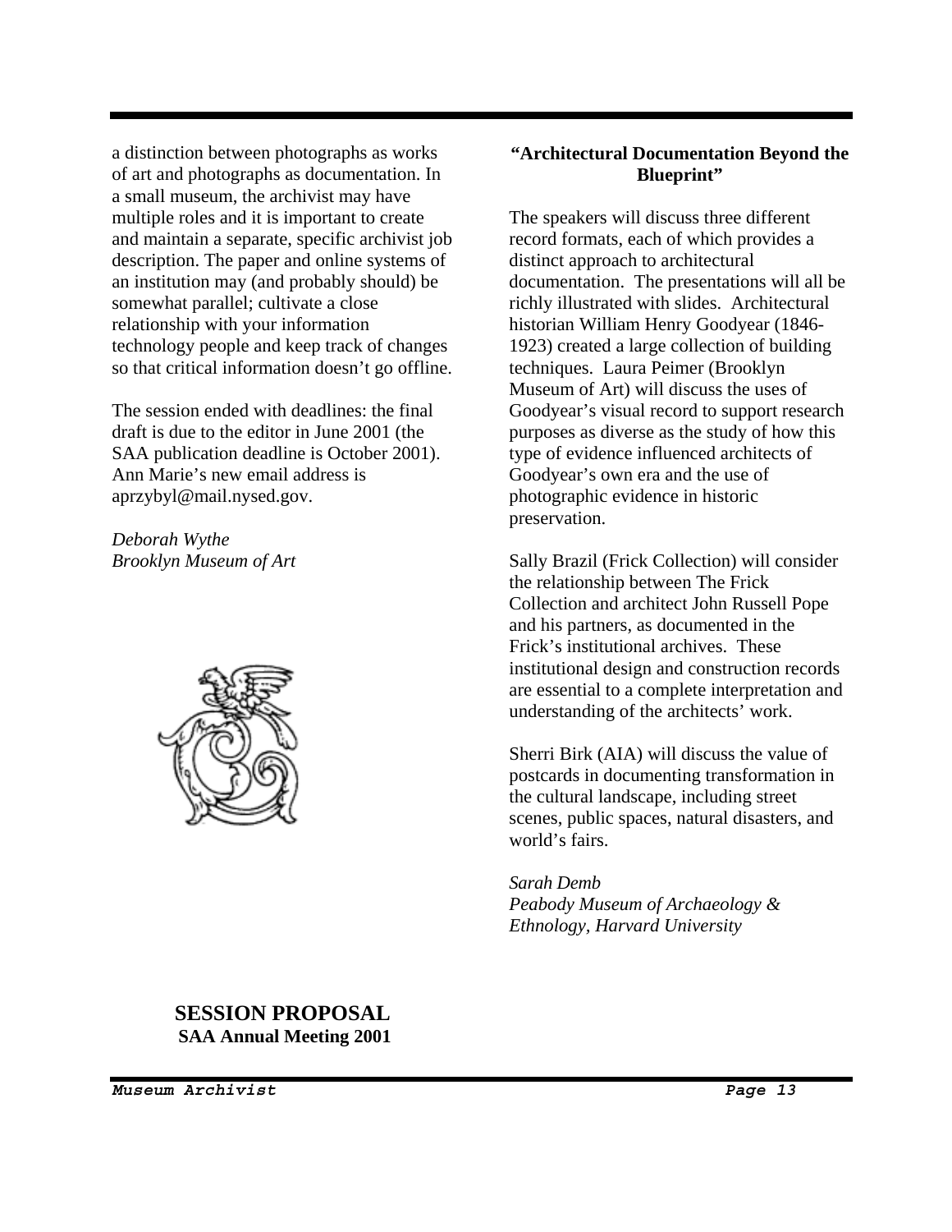a distinction between photographs as works of art and photographs as documentation. In a small museum, the archivist may have multiple roles and it is important to create and maintain a separate, specific archivist job description. The paper and online systems of an institution may (and probably should) be somewhat parallel; cultivate a close relationship with your information technology people and keep track of changes so that critical information doesn't go offline.

The session ended with deadlines: the final draft is due to the editor in June 2001 (the SAA publication deadline is October 2001). Ann Marie's new email address is aprzybyl@mail.nysed.gov.

*Deborah Wythe*
*Brooklyn Museum of Art*

## SESSION PROPOSAL
### SAA Annual Meeting 2001

### "Architectural Documentation Beyond the Blueprint"

The speakers will discuss three different record formats, each of which provides a distinct approach to architectural documentation. The presentations will all be richly illustrated with slides. Architectural historian William Henry Goodyear (1846-1923) created a large collection of building techniques. Laura Peimer (Brooklyn Museum of Art) will discuss the uses of Goodyear's visual record to support research purposes as diverse as the study of how this type of evidence influenced architects of Goodyear's own era and the use of photographic evidence in historic preservation.

Sally Brazil (Frick Collection) will consider the relationship between The Frick Collection and architect John Russell Pope and his partners, as documented in the Frick's institutional archives. These institutional design and construction records are essential to a complete interpretation and understanding of the architects' work.

Sherri Birk (AIA) will discuss the value of postcards in documenting transformation in the cultural landscape, including street scenes, public spaces, natural disasters, and world's fairs.

*Sarah Demb*
*Peabody Museum of Archaeology & Ethnology, Harvard University*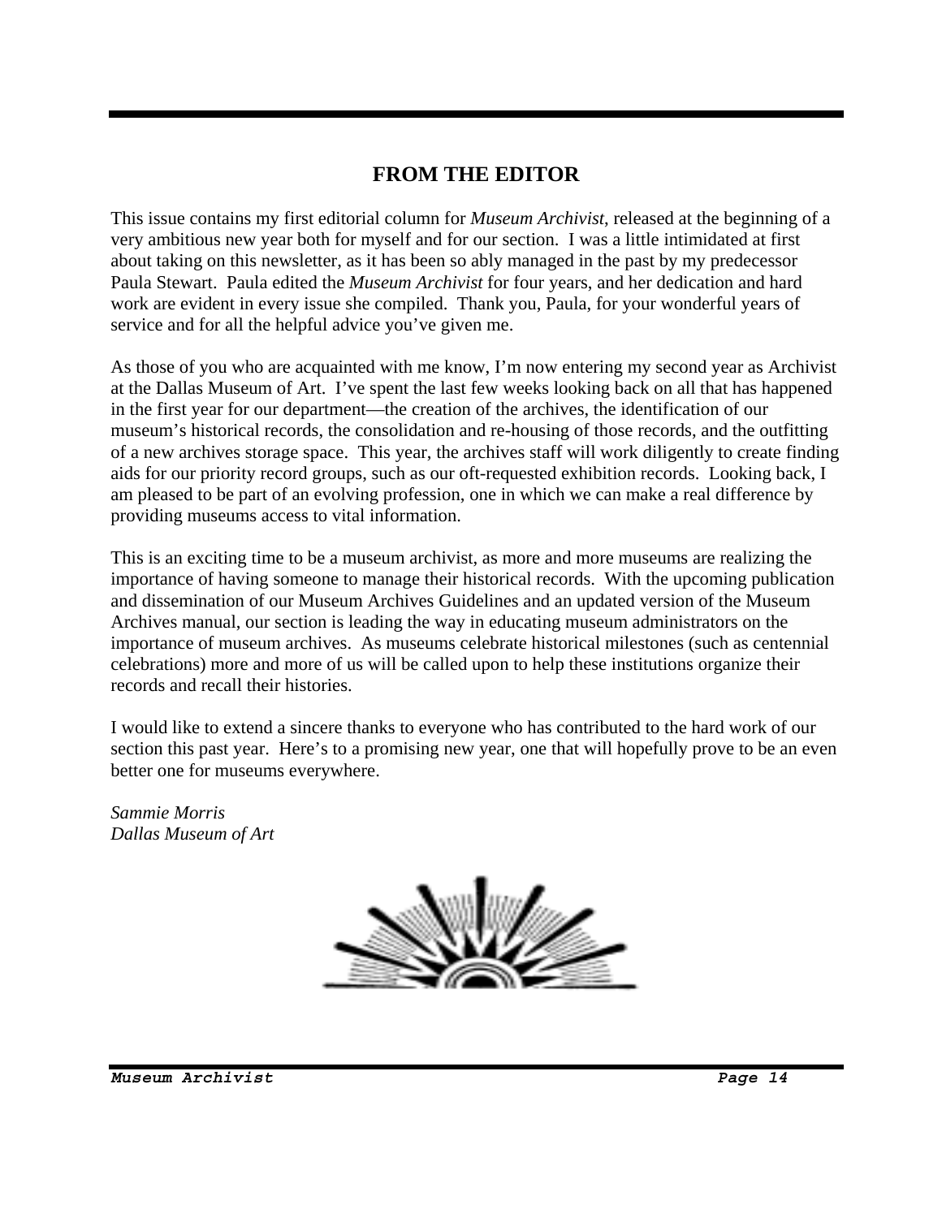## FROM THE EDITOR

This issue contains my first editorial column for *Museum Archivist*, released at the beginning of a very ambitious new year both for myself and for our section. I was a little intimidated at first about taking on this newsletter, as it has been so ably managed in the past by my predecessor Paula Stewart. Paula edited the *Museum Archivist* for four years, and her dedication and hard work are evident in every issue she compiled. Thank you, Paula, for your wonderful years of service and for all the helpful advice you've given me.

As those of you who are acquainted with me know, I'm now entering my second year as Archivist at the Dallas Museum of Art. I've spent the last few weeks looking back on all that has happened in the first year for our department—the creation of the archives, the identification of our museum's historical records, the consolidation and re-housing of those records, and the outfitting of a new archives storage space. This year, the archives staff will work diligently to create finding aids for our priority record groups, such as our oft-requested exhibition records. Looking back, I am pleased to be part of an evolving profession, one in which we can make a real difference by providing museums access to vital information.

This is an exciting time to be a museum archivist, as more and more museums are realizing the importance of having someone to manage their historical records. With the upcoming publication and dissemination of our Museum Archives Guidelines and an updated version of the Museum Archives manual, our section is leading the way in educating museum administrators on the importance of museum archives. As museums celebrate historical milestones (such as centennial celebrations) more and more of us will be called upon to help these institutions organize their records and recall their histories.

I would like to extend a sincere thanks to everyone who has contributed to the hard work of our section this past year. Here's to a promising new year, one that will hopefully prove to be an even better one for museums everywhere.

*Sammie Morris*
*Dallas Museum of Art*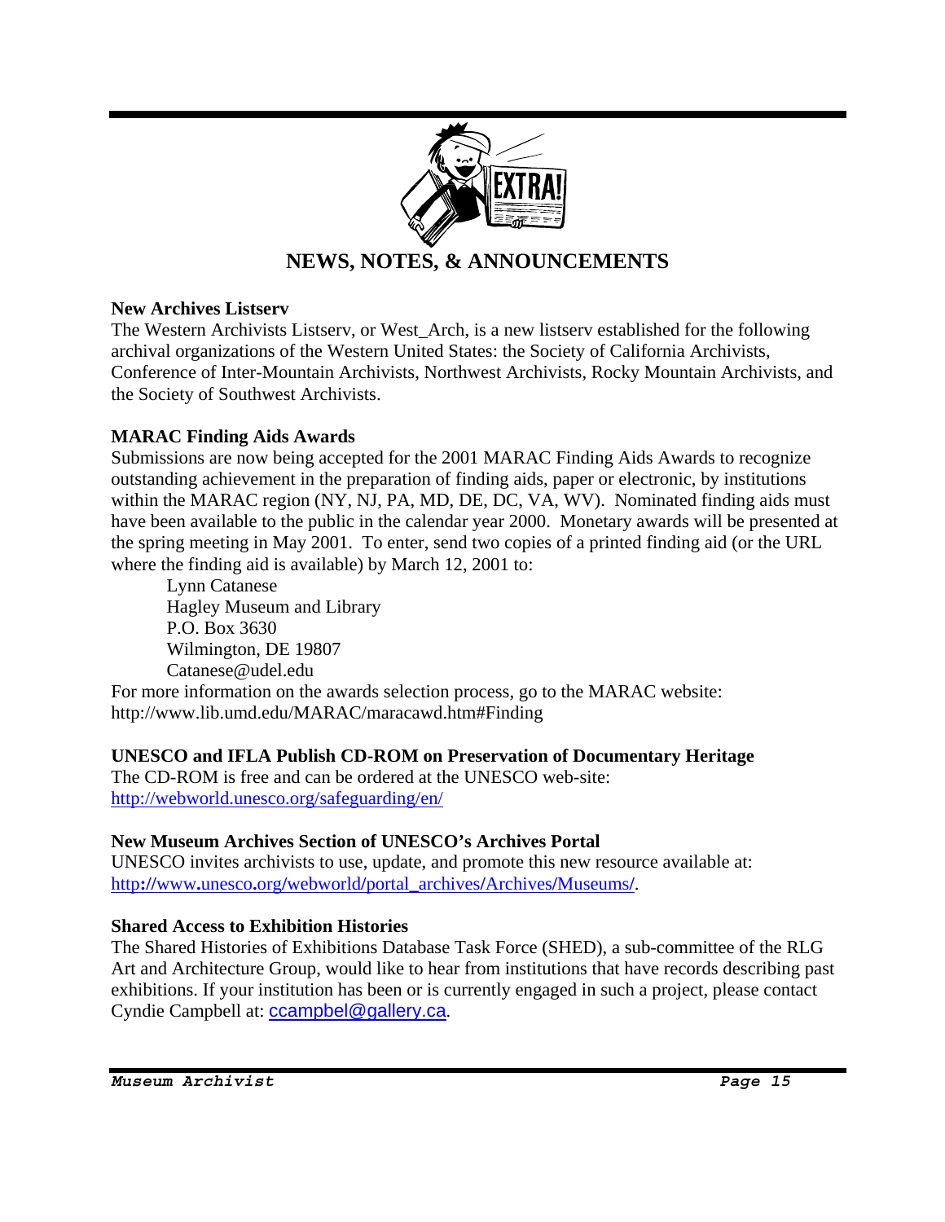# NEWS, NOTES, & ANNOUNCEMENTS

**New Archives Listserv**
The Western Archivists Listserv, or West_Arch, is a new listserv established for the following archival organizations of the Western United States: the Society of California Archivists, Conference of Inter-Mountain Archivists, Northwest Archivists, Rocky Mountain Archivists, and the Society of Southwest Archivists.

**MARAC Finding Aids Awards**
Submissions are now being accepted for the 2001 MARAC Finding Aids Awards to recognize outstanding achievement in the preparation of finding aids, paper or electronic, by institutions within the MARAC region (NY, NJ, PA, MD, DE, DC, VA, WV). Nominated finding aids must have been available to the public in the calendar year 2000. Monetary awards will be presented at the spring meeting in May 2001. To enter, send two copies of a printed finding aid (or the URL where the finding aid is available) by March 12, 2001 to:

> Lynn Catanese
> Hagley Museum and Library
> P.O. Box 3630
> Wilmington, DE 19807
> Catanese@udel.edu

For more information on the awards selection process, go to the MARAC website: http://www.lib.umd.edu/MARAC/maracawd.htm#Finding

**UNESCO and IFLA Publish CD-ROM on Preservation of Documentary Heritage**
The CD-ROM is free and can be ordered at the UNESCO web-site: http://webworld.unesco.org/safeguarding/en/

**New Museum Archives Section of UNESCO's Archives Portal**
UNESCO invites archivists to use, update, and promote this new resource available at: http://www.unesco.org/webworld/portal_archives/Archives/Museums/.

**Shared Access to Exhibition Histories**
The Shared Histories of Exhibitions Database Task Force (SHED), a sub-committee of the RLG Art and Architecture Group, would like to hear from institutions that have records describing past exhibitions. If your institution has been or is currently engaged in such a project, please contact Cyndie Campbell at: ccampbel@gallery.ca.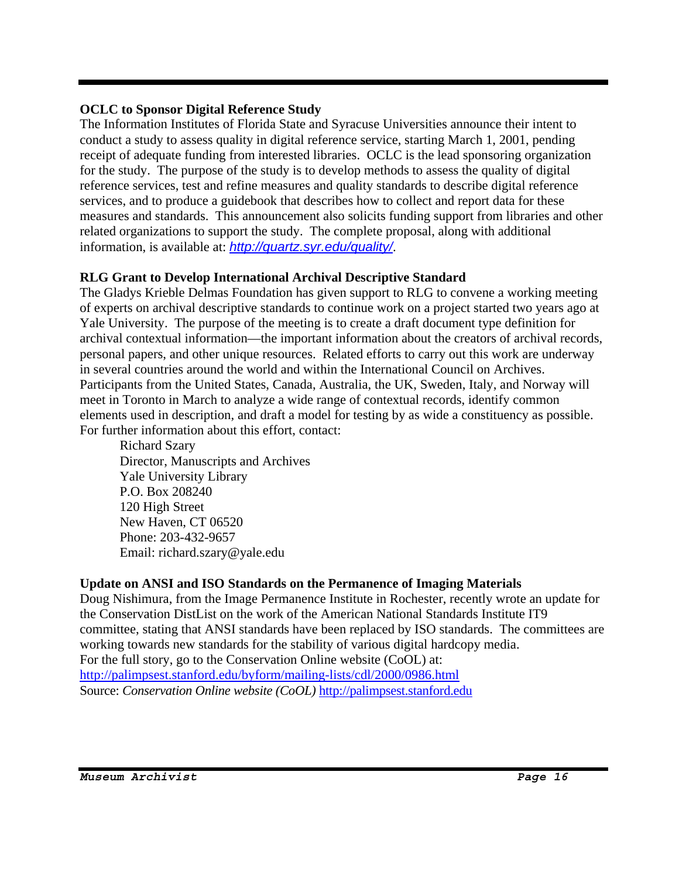## OCLC to Sponsor Digital Reference Study

The Information Institutes of Florida State and Syracuse Universities announce their intent to conduct a study to assess quality in digital reference service, starting March 1, 2001, pending receipt of adequate funding from interested libraries. OCLC is the lead sponsoring organization for the study. The purpose of the study is to develop methods to assess the quality of digital reference services, test and refine measures and quality standards to describe digital reference services, and to produce a guidebook that describes how to collect and report data for these measures and standards. This announcement also solicits funding support from libraries and other related organizations to support the study. The complete proposal, along with additional information, is available at: *http://quartz.syr.edu/quality/*.

## RLG Grant to Develop International Archival Descriptive Standard

The Gladys Krieble Delmas Foundation has given support to RLG to convene a working meeting of experts on archival descriptive standards to continue work on a project started two years ago at Yale University. The purpose of the meeting is to create a draft document type definition for archival contextual information—the important information about the creators of archival records, personal papers, and other unique resources. Related efforts to carry out this work are underway in several countries around the world and within the International Council on Archives. Participants from the United States, Canada, Australia, the UK, Sweden, Italy, and Norway will meet in Toronto in March to analyze a wide range of contextual records, identify common elements used in description, and draft a model for testing by as wide a constituency as possible. For further information about this effort, contact:

Richard Szary
Director, Manuscripts and Archives
Yale University Library
P.O. Box 208240
120 High Street
New Haven, CT 06520
Phone: 203-432-9657
Email: richard.szary@yale.edu

## Update on ANSI and ISO Standards on the Permanence of Imaging Materials

Doug Nishimura, from the Image Permanence Institute in Rochester, recently wrote an update for the Conservation DistList on the work of the American National Standards Institute IT9 committee, stating that ANSI standards have been replaced by ISO standards. The committees are working towards new standards for the stability of various digital hardcopy media.
For the full story, go to the Conservation Online website (CoOL) at:
http://palimpsest.stanford.edu/byform/mailing-lists/cdl/2000/0986.html
Source: *Conservation Online website (CoOL)* http://palimpsest.stanford.edu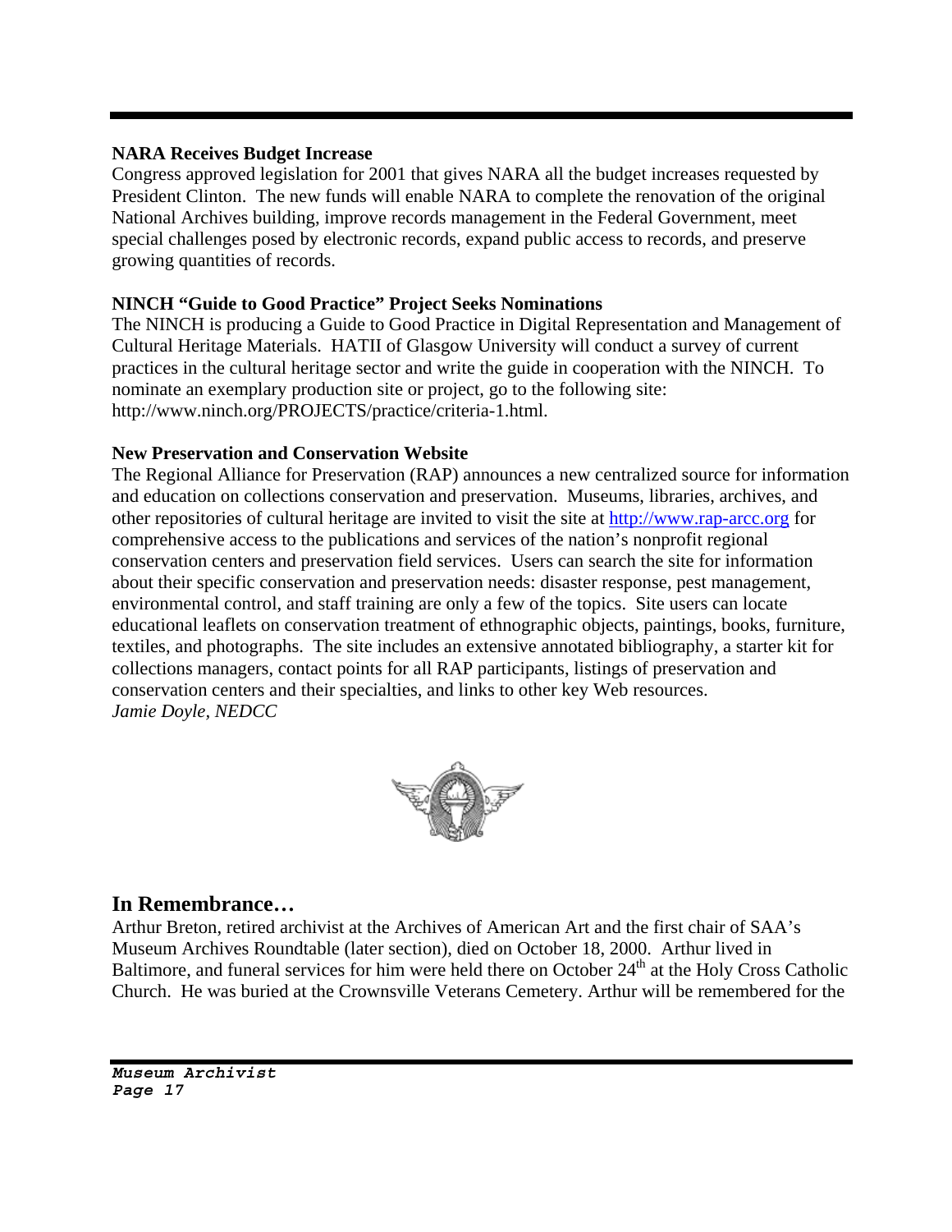**NARA Receives Budget Increase**

Congress approved legislation for 2001 that gives NARA all the budget increases requested by President Clinton. The new funds will enable NARA to complete the renovation of the original National Archives building, improve records management in the Federal Government, meet special challenges posed by electronic records, expand public access to records, and preserve growing quantities of records.

**NINCH "Guide to Good Practice" Project Seeks Nominations**

The NINCH is producing a Guide to Good Practice in Digital Representation and Management of Cultural Heritage Materials. HATII of Glasgow University will conduct a survey of current practices in the cultural heritage sector and write the guide in cooperation with the NINCH. To nominate an exemplary production site or project, go to the following site: http://www.ninch.org/PROJECTS/practice/criteria-1.html.

**New Preservation and Conservation Website**

The Regional Alliance for Preservation (RAP) announces a new centralized source for information and education on collections conservation and preservation. Museums, libraries, archives, and other repositories of cultural heritage are invited to visit the site at http://www.rap-arcc.org for comprehensive access to the publications and services of the nation's nonprofit regional conservation centers and preservation field services. Users can search the site for information about their specific conservation and preservation needs: disaster response, pest management, environmental control, and staff training are only a few of the topics. Site users can locate educational leaflets on conservation treatment of ethnographic objects, paintings, books, furniture, textiles, and photographs. The site includes an extensive annotated bibliography, a starter kit for collections managers, contact points for all RAP participants, listings of preservation and conservation centers and their specialties, and links to other key Web resources.
*Jamie Doyle, NEDCC*

## In Remembrance…

Arthur Breton, retired archivist at the Archives of American Art and the first chair of SAA's Museum Archives Roundtable (later section), died on October 18, 2000. Arthur lived in Baltimore, and funeral services for him were held there on October 24th at the Holy Cross Catholic Church. He was buried at the Crownsville Veterans Cemetery. Arthur will be remembered for the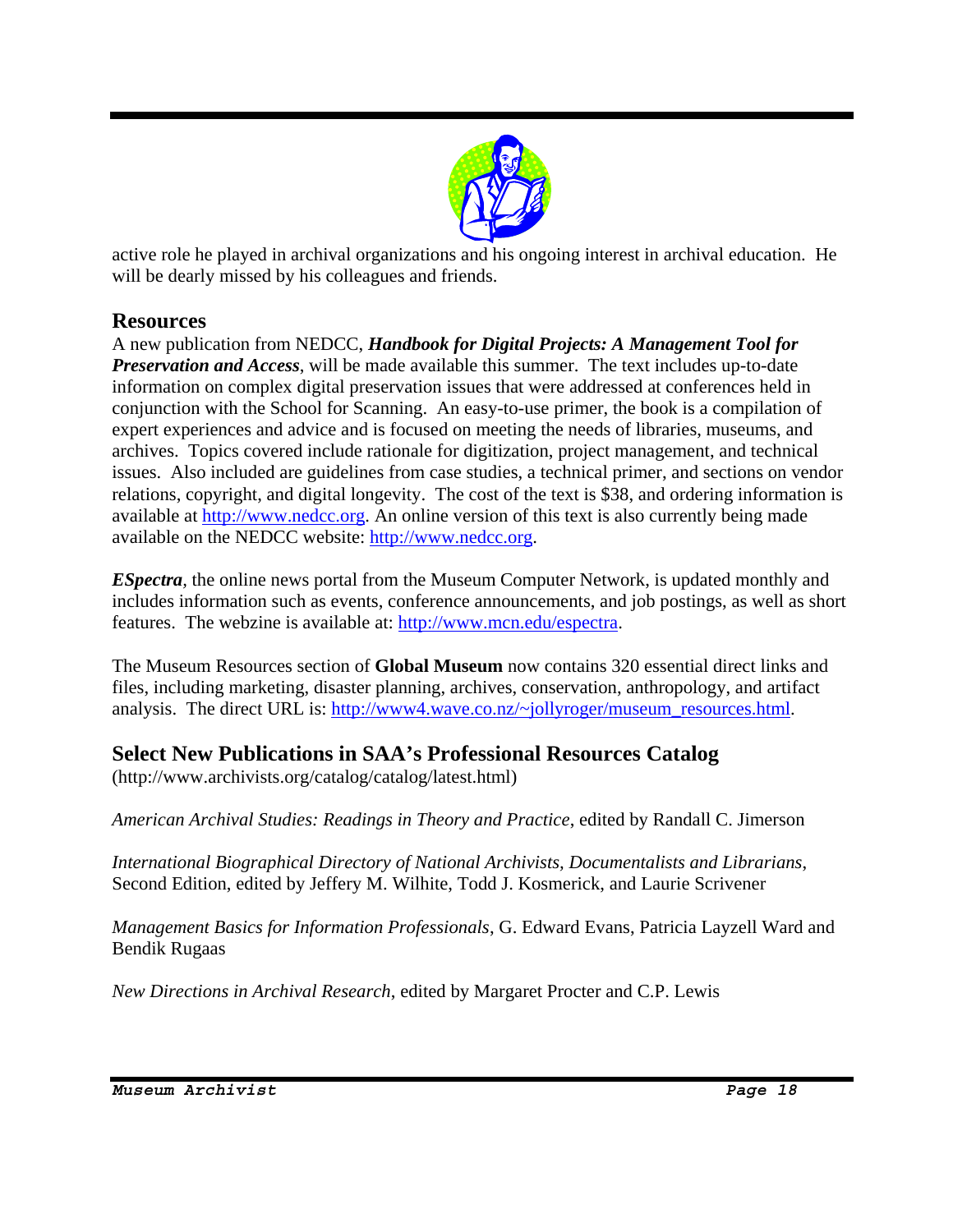active role he played in archival organizations and his ongoing interest in archival education. He will be dearly missed by his colleagues and friends.

## Resources

A new publication from NEDCC, ***Handbook for Digital Projects: A Management Tool for Preservation and Access***, will be made available this summer. The text includes up-to-date information on complex digital preservation issues that were addressed at conferences held in conjunction with the School for Scanning. An easy-to-use primer, the book is a compilation of expert experiences and advice and is focused on meeting the needs of libraries, museums, and archives. Topics covered include rationale for digitization, project management, and technical issues. Also included are guidelines from case studies, a technical primer, and sections on vendor relations, copyright, and digital longevity. The cost of the text is $38, and ordering information is available at http://www.nedcc.org. An online version of this text is also currently being made available on the NEDCC website: http://www.nedcc.org.

***ESpectra***, the online news portal from the Museum Computer Network, is updated monthly and includes information such as events, conference announcements, and job postings, as well as short features. The webzine is available at: http://www.mcn.edu/espectra.

The Museum Resources section of **Global Museum** now contains 320 essential direct links and files, including marketing, disaster planning, archives, conservation, anthropology, and artifact analysis. The direct URL is: http://www4.wave.co.nz/~jollyroger/museum_resources.html.

## Select New Publications in SAA's Professional Resources Catalog

(http://www.archivists.org/catalog/catalog/latest.html)

*American Archival Studies: Readings in Theory and Practice*, edited by Randall C. Jimerson

*International Biographical Directory of National Archivists, Documentalists and Librarians*, Second Edition, edited by Jeffery M. Wilhite, Todd J. Kosmerick, and Laurie Scrivener

*Management Basics for Information Professionals*, G. Edward Evans, Patricia Layzell Ward and Bendik Rugaas

*New Directions in Archival Research*, edited by Margaret Procter and C.P. Lewis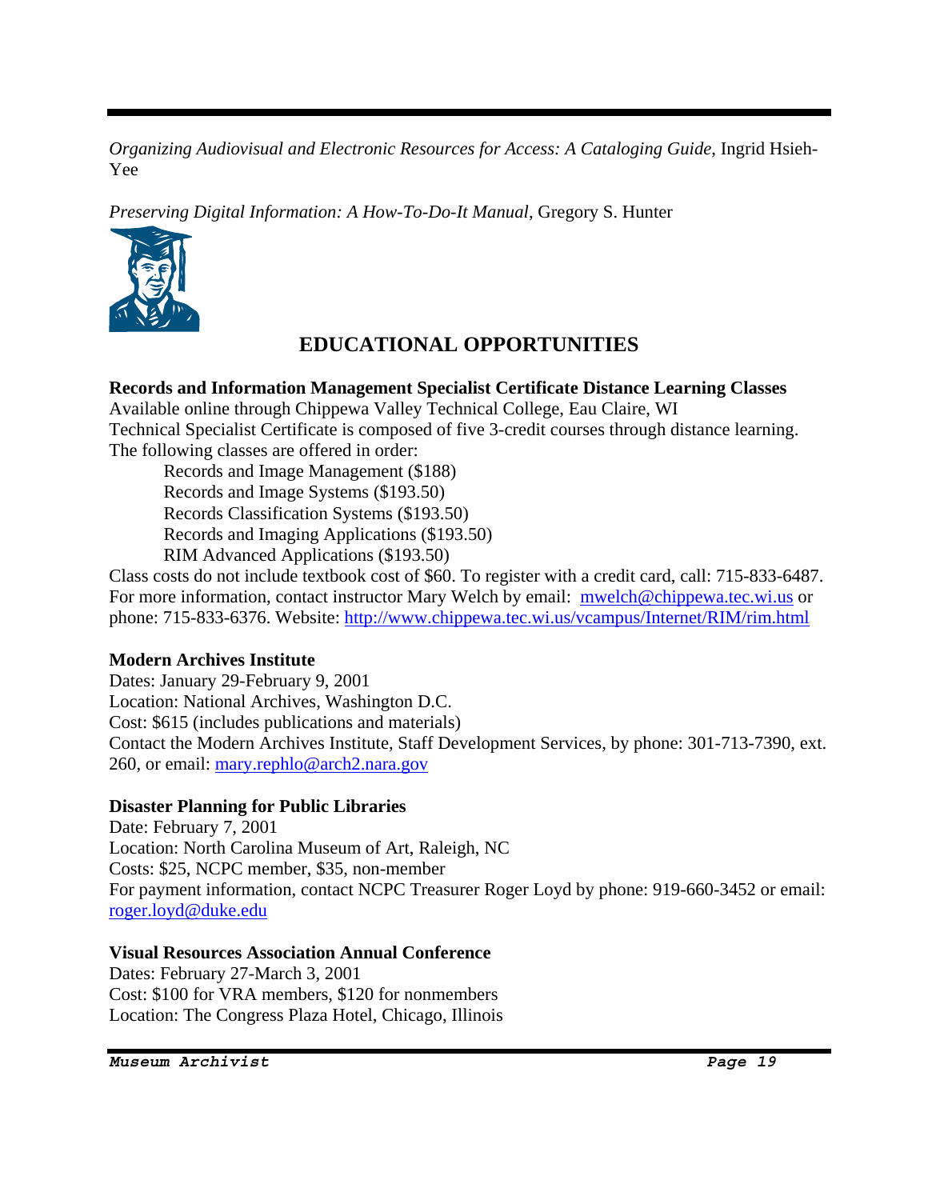*Organizing Audiovisual and Electronic Resources for Access: A Cataloging Guide*, Ingrid Hsieh-Yee

*Preserving Digital Information: A How-To-Do-It Manual*, Gregory S. Hunter

## EDUCATIONAL OPPORTUNITIES

**Records and Information Management Specialist Certificate Distance Learning Classes**
Available online through Chippewa Valley Technical College, Eau Claire, WI
Technical Specialist Certificate is composed of five 3-credit courses through distance learning. The following classes are offered in order:

- Records and Image Management ($188)
- Records and Image Systems ($193.50)
- Records Classification Systems ($193.50)
- Records and Imaging Applications ($193.50)
- RIM Advanced Applications ($193.50)

Class costs do not include textbook cost of $60. To register with a credit card, call: 715-833-6487. For more information, contact instructor Mary Welch by email: mwelch@chippewa.tec.wi.us or phone: 715-833-6376. Website: http://www.chippewa.tec.wi.us/vcampus/Internet/RIM/rim.html

**Modern Archives Institute**
Dates: January 29-February 9, 2001
Location: National Archives, Washington D.C.
Cost: $615 (includes publications and materials)
Contact the Modern Archives Institute, Staff Development Services, by phone: 301-713-7390, ext. 260, or email: mary.rephlo@arch2.nara.gov

**Disaster Planning for Public Libraries**
Date: February 7, 2001
Location: North Carolina Museum of Art, Raleigh, NC
Costs: $25, NCPC member, $35, non-member
For payment information, contact NCPC Treasurer Roger Loyd by phone: 919-660-3452 or email: roger.loyd@duke.edu

**Visual Resources Association Annual Conference**
Dates: February 27-March 3, 2001
Cost: $100 for VRA members, $120 for nonmembers
Location: The Congress Plaza Hotel, Chicago, Illinois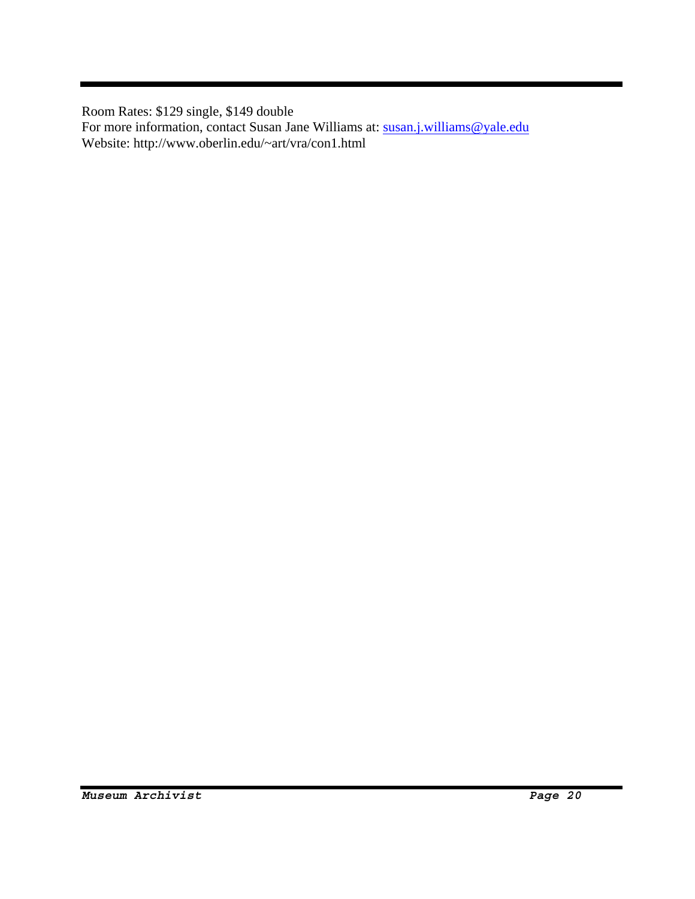Room Rates: $129 single, $149 double
For more information, contact Susan Jane Williams at: susan.j.williams@yale.edu
Website: http://www.oberlin.edu/~art/vra/con1.html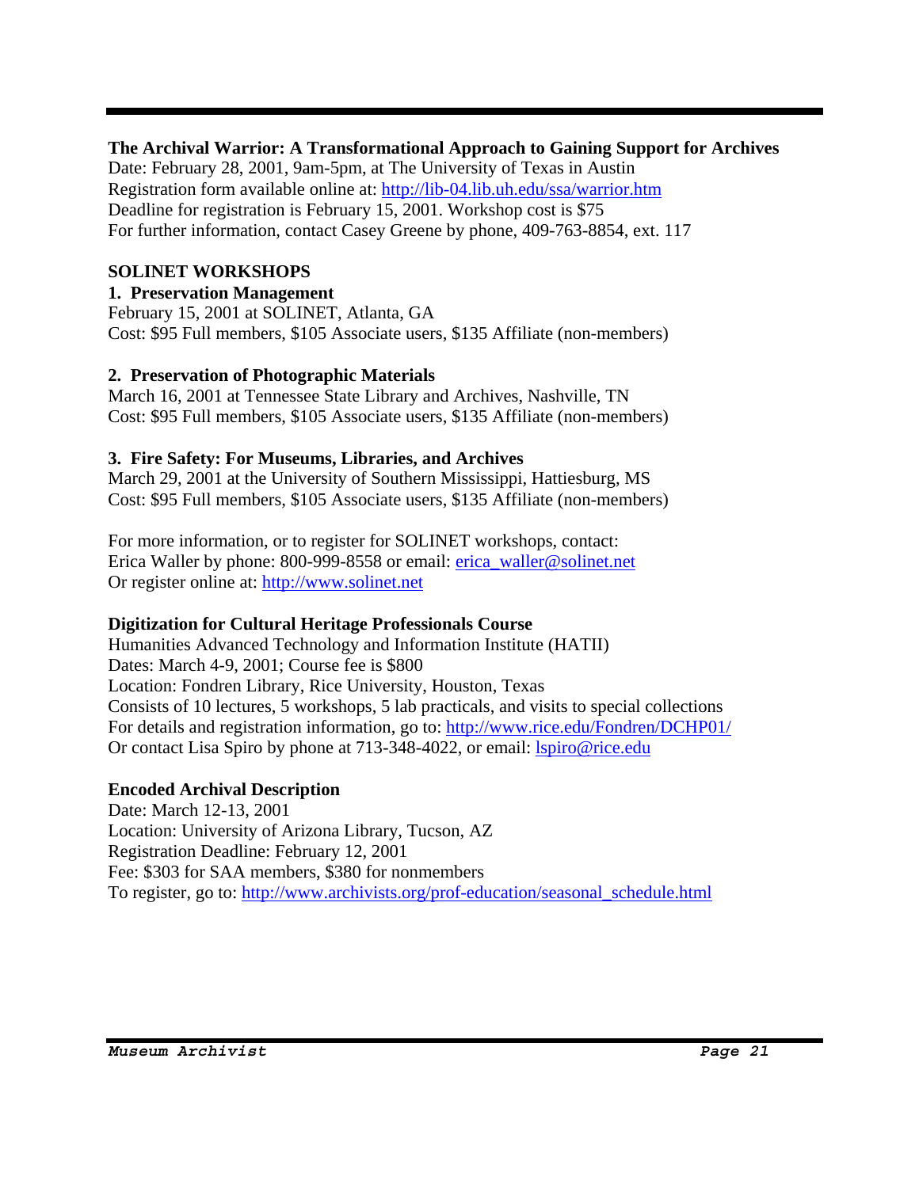**The Archival Warrior: A Transformational Approach to Gaining Support for Archives**
Date: February 28, 2001, 9am-5pm, at The University of Texas in Austin
Registration form available online at: http://lib-04.lib.uh.edu/ssa/warrior.htm
Deadline for registration is February 15, 2001. Workshop cost is $75
For further information, contact Casey Greene by phone, 409-763-8854, ext. 117

**SOLINET WORKSHOPS**

**1. Preservation Management**
February 15, 2001 at SOLINET, Atlanta, GA
Cost: $95 Full members, $105 Associate users, $135 Affiliate (non-members)

**2. Preservation of Photographic Materials**
March 16, 2001 at Tennessee State Library and Archives, Nashville, TN
Cost: $95 Full members, $105 Associate users, $135 Affiliate (non-members)

**3. Fire Safety: For Museums, Libraries, and Archives**
March 29, 2001 at the University of Southern Mississippi, Hattiesburg, MS
Cost: $95 Full members, $105 Associate users, $135 Affiliate (non-members)

For more information, or to register for SOLINET workshops, contact:
Erica Waller by phone: 800-999-8558 or email: erica_waller@solinet.net
Or register online at: http://www.solinet.net

**Digitization for Cultural Heritage Professionals Course**
Humanities Advanced Technology and Information Institute (HATII)
Dates: March 4-9, 2001; Course fee is $800
Location: Fondren Library, Rice University, Houston, Texas
Consists of 10 lectures, 5 workshops, 5 lab practicals, and visits to special collections
For details and registration information, go to: http://www.rice.edu/Fondren/DCHP01/
Or contact Lisa Spiro by phone at 713-348-4022, or email: lspiro@rice.edu

**Encoded Archival Description**
Date: March 12-13, 2001
Location: University of Arizona Library, Tucson, AZ
Registration Deadline: February 12, 2001
Fee: $303 for SAA members, $380 for nonmembers
To register, go to: http://www.archivists.org/prof-education/seasonal_schedule.html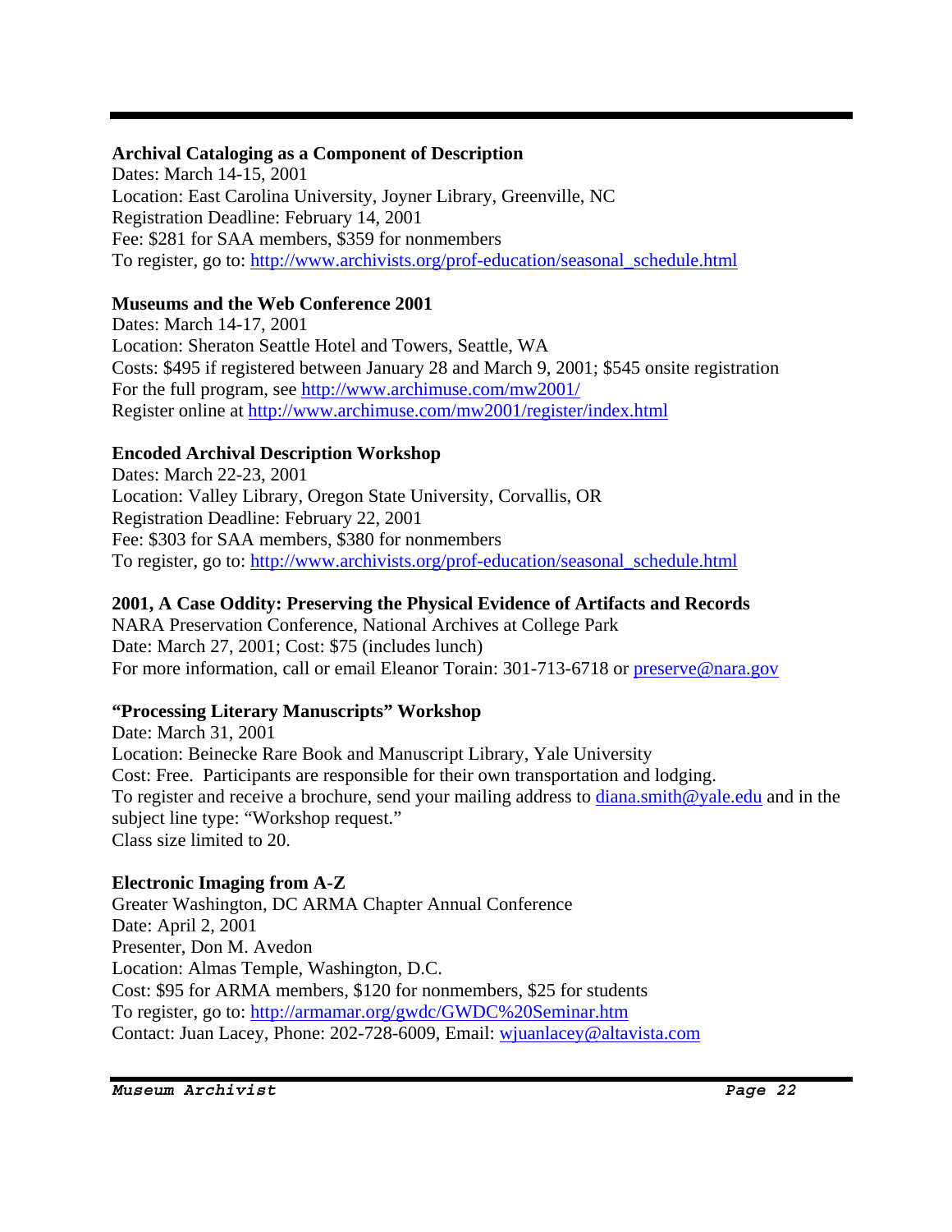**Archival Cataloging as a Component of Description**
Dates: March 14-15, 2001
Location: East Carolina University, Joyner Library, Greenville, NC
Registration Deadline: February 14, 2001
Fee: $281 for SAA members, $359 for nonmembers
To register, go to: http://www.archivists.org/prof-education/seasonal_schedule.html

**Museums and the Web Conference 2001**
Dates: March 14-17, 2001
Location: Sheraton Seattle Hotel and Towers, Seattle, WA
Costs: $495 if registered between January 28 and March 9, 2001; $545 onsite registration
For the full program, see http://www.archimuse.com/mw2001/
Register online at http://www.archimuse.com/mw2001/register/index.html

**Encoded Archival Description Workshop**
Dates: March 22-23, 2001
Location: Valley Library, Oregon State University, Corvallis, OR
Registration Deadline: February 22, 2001
Fee: $303 for SAA members, $380 for nonmembers
To register, go to: http://www.archivists.org/prof-education/seasonal_schedule.html

**2001, A Case Oddity: Preserving the Physical Evidence of Artifacts and Records**
NARA Preservation Conference, National Archives at College Park
Date: March 27, 2001; Cost: $75 (includes lunch)
For more information, call or email Eleanor Torain: 301-713-6718 or preserve@nara.gov

**"Processing Literary Manuscripts" Workshop**
Date: March 31, 2001
Location: Beinecke Rare Book and Manuscript Library, Yale University
Cost: Free. Participants are responsible for their own transportation and lodging.
To register and receive a brochure, send your mailing address to diana.smith@yale.edu and in the subject line type: "Workshop request."
Class size limited to 20.

**Electronic Imaging from A-Z**
Greater Washington, DC ARMA Chapter Annual Conference
Date: April 2, 2001
Presenter, Don M. Avedon
Location: Almas Temple, Washington, D.C.
Cost: $95 for ARMA members, $120 for nonmembers, $25 for students
To register, go to: http://armamar.org/gwdc/GWDC%20Seminar.htm
Contact: Juan Lacey, Phone: 202-728-6009, Email: wjuanlacey@altavista.com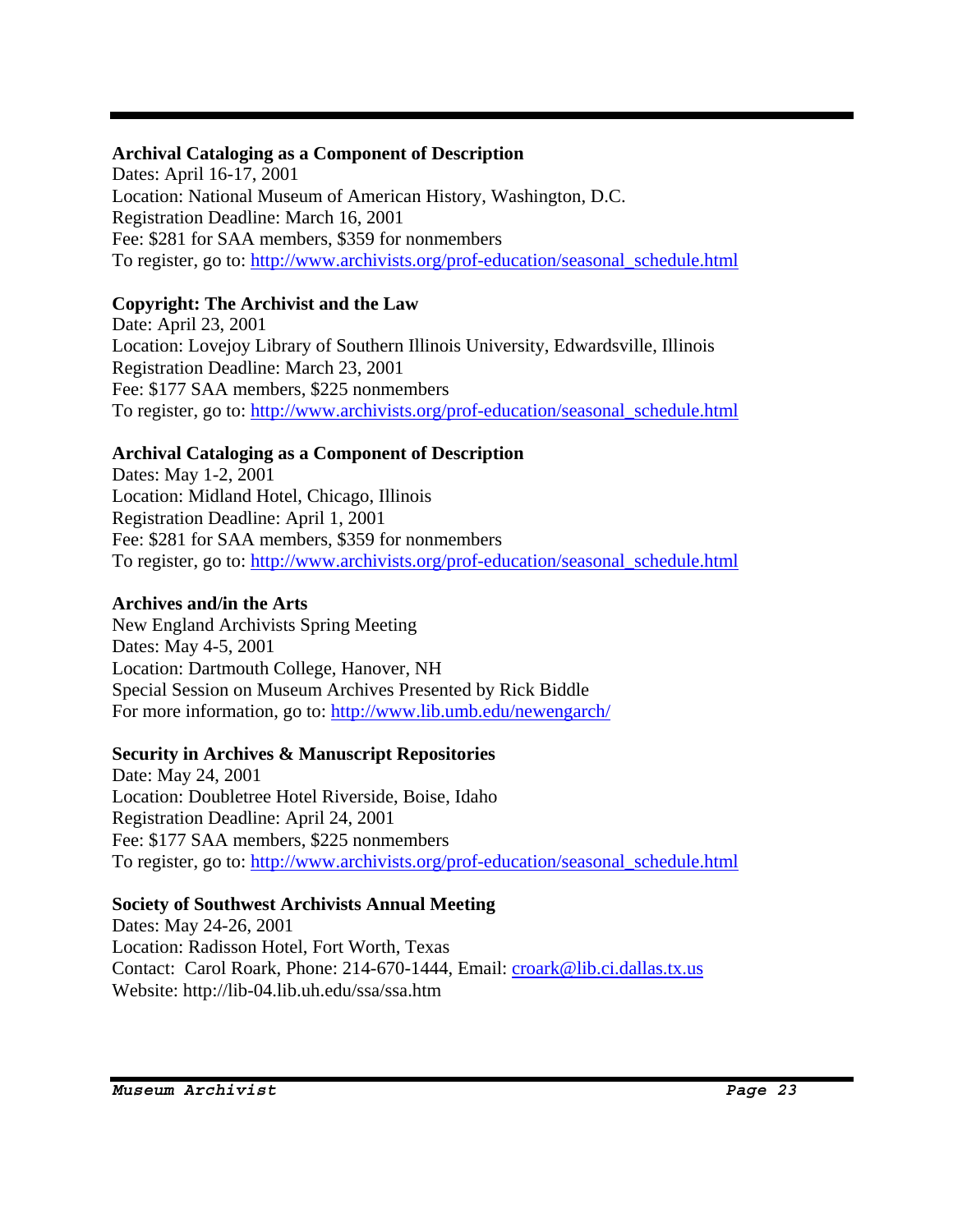**Archival Cataloging as a Component of Description**
Dates: April 16-17, 2001
Location: National Museum of American History, Washington, D.C.
Registration Deadline: March 16, 2001
Fee: $281 for SAA members, $359 for nonmembers
To register, go to: http://www.archivists.org/prof-education/seasonal_schedule.html

**Copyright: The Archivist and the Law**
Date: April 23, 2001
Location: Lovejoy Library of Southern Illinois University, Edwardsville, Illinois
Registration Deadline: March 23, 2001
Fee: $177 SAA members, $225 nonmembers
To register, go to: http://www.archivists.org/prof-education/seasonal_schedule.html

**Archival Cataloging as a Component of Description**
Dates: May 1-2, 2001
Location: Midland Hotel, Chicago, Illinois
Registration Deadline: April 1, 2001
Fee: $281 for SAA members, $359 for nonmembers
To register, go to: http://www.archivists.org/prof-education/seasonal_schedule.html

**Archives and/in the Arts**
New England Archivists Spring Meeting
Dates: May 4-5, 2001
Location: Dartmouth College, Hanover, NH
Special Session on Museum Archives Presented by Rick Biddle
For more information, go to: http://www.lib.umb.edu/newengarch/

**Security in Archives & Manuscript Repositories**
Date: May 24, 2001
Location: Doubletree Hotel Riverside, Boise, Idaho
Registration Deadline: April 24, 2001
Fee: $177 SAA members, $225 nonmembers
To register, go to: http://www.archivists.org/prof-education/seasonal_schedule.html

**Society of Southwest Archivists Annual Meeting**
Dates: May 24-26, 2001
Location: Radisson Hotel, Fort Worth, Texas
Contact: Carol Roark, Phone: 214-670-1444, Email: croark@lib.ci.dallas.tx.us
Website: http://lib-04.lib.uh.edu/ssa/ssa.htm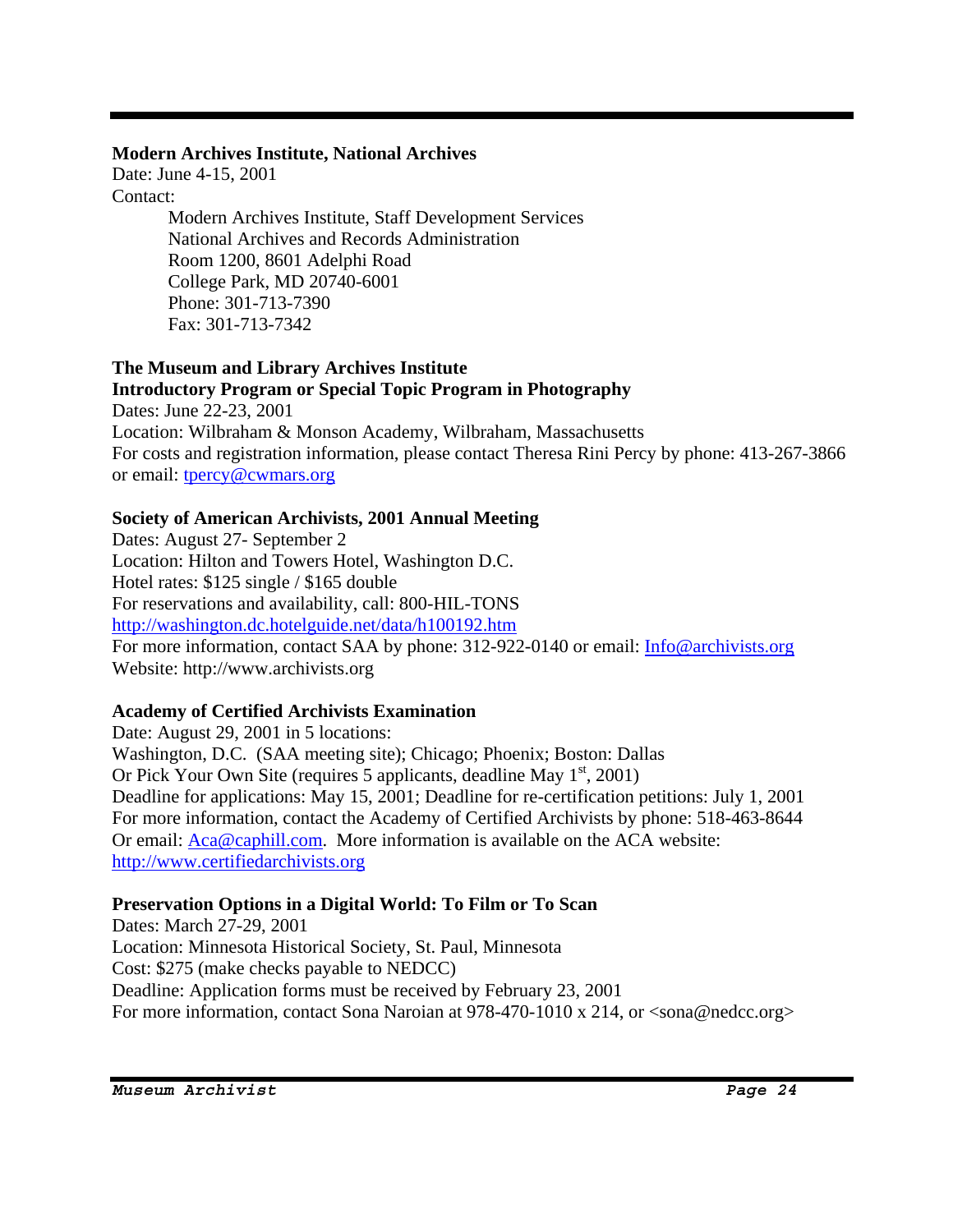**Modern Archives Institute, National Archives**
Date: June 4-15, 2001
Contact:

> Modern Archives Institute, Staff Development Services
> National Archives and Records Administration
> Room 1200, 8601 Adelphi Road
> College Park, MD 20740-6001
> Phone: 301-713-7390
> Fax: 301-713-7342

**The Museum and Library Archives Institute**
**Introductory Program or Special Topic Program in Photography**
Dates: June 22-23, 2001
Location: Wilbraham & Monson Academy, Wilbraham, Massachusetts
For costs and registration information, please contact Theresa Rini Percy by phone: 413-267-3866 or email: tpercy@cwmars.org

**Society of American Archivists, 2001 Annual Meeting**
Dates: August 27- September 2
Location: Hilton and Towers Hotel, Washington D.C.
Hotel rates: $125 single / $165 double
For reservations and availability, call: 800-HIL-TONS
http://washington.dc.hotelguide.net/data/h100192.htm
For more information, contact SAA by phone: 312-922-0140 or email: Info@archivists.org
Website: http://www.archivists.org

**Academy of Certified Archivists Examination**
Date: August 29, 2001 in 5 locations:
Washington, D.C. (SAA meeting site); Chicago; Phoenix; Boston: Dallas
Or Pick Your Own Site (requires 5 applicants, deadline May 1st, 2001)
Deadline for applications: May 15, 2001; Deadline for re-certification petitions: July 1, 2001
For more information, contact the Academy of Certified Archivists by phone: 518-463-8644
Or email: Aca@caphill.com. More information is available on the ACA website:
http://www.certifiedarchivists.org

**Preservation Options in a Digital World: To Film or To Scan**
Dates: March 27-29, 2001
Location: Minnesota Historical Society, St. Paul, Minnesota
Cost: $275 (make checks payable to NEDCC)
Deadline: Application forms must be received by February 23, 2001
For more information, contact Sona Naroian at 978-470-1010 x 214, or <sona@nedcc.org>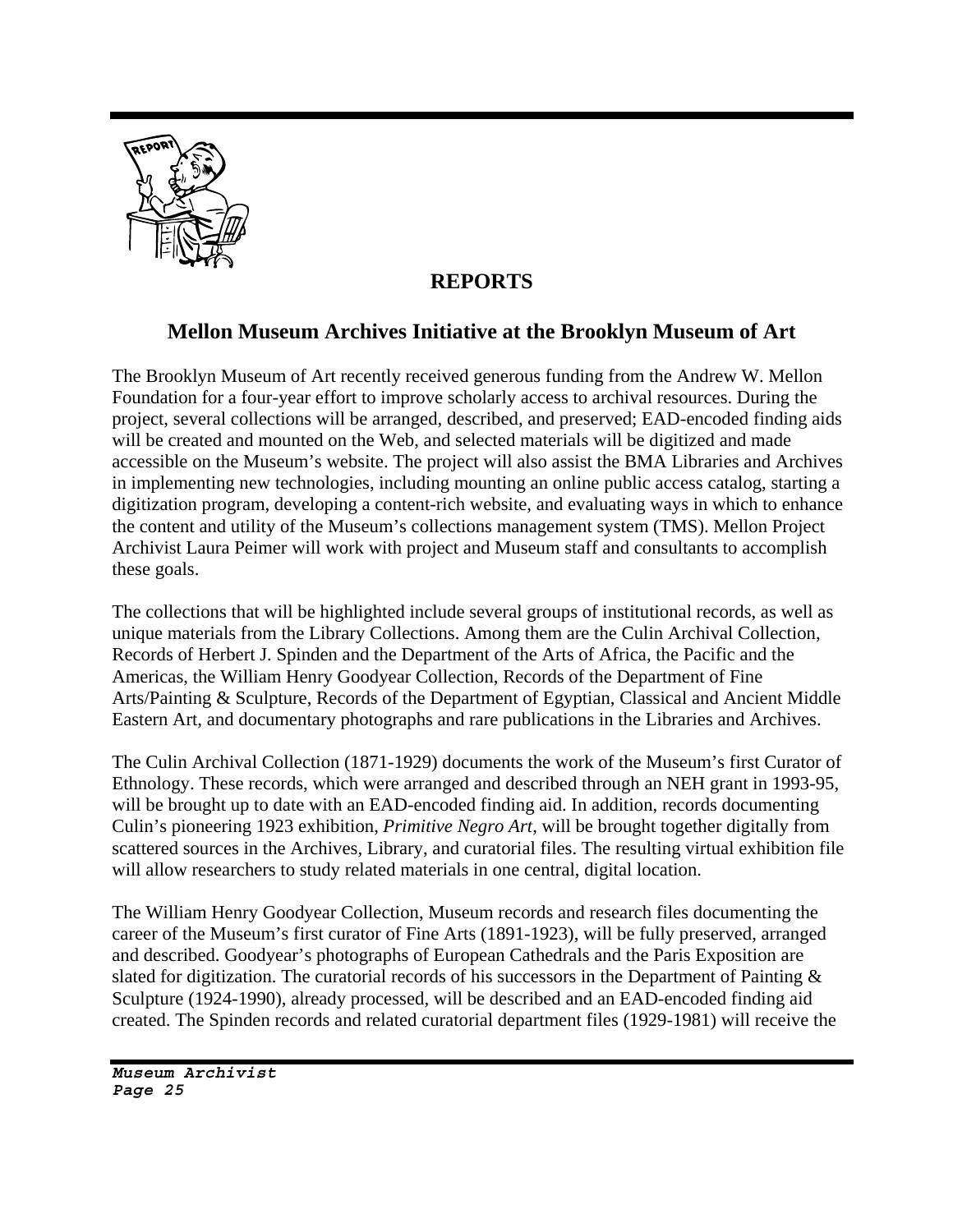## REPORTS

### Mellon Museum Archives Initiative at the Brooklyn Museum of Art

The Brooklyn Museum of Art recently received generous funding from the Andrew W. Mellon Foundation for a four-year effort to improve scholarly access to archival resources. During the project, several collections will be arranged, described, and preserved; EAD-encoded finding aids will be created and mounted on the Web, and selected materials will be digitized and made accessible on the Museum's website. The project will also assist the BMA Libraries and Archives in implementing new technologies, including mounting an online public access catalog, starting a digitization program, developing a content-rich website, and evaluating ways in which to enhance the content and utility of the Museum's collections management system (TMS). Mellon Project Archivist Laura Peimer will work with project and Museum staff and consultants to accomplish these goals.

The collections that will be highlighted include several groups of institutional records, as well as unique materials from the Library Collections. Among them are the Culin Archival Collection, Records of Herbert J. Spinden and the Department of the Arts of Africa, the Pacific and the Americas, the William Henry Goodyear Collection, Records of the Department of Fine Arts/Painting & Sculpture, Records of the Department of Egyptian, Classical and Ancient Middle Eastern Art, and documentary photographs and rare publications in the Libraries and Archives.

The Culin Archival Collection (1871-1929) documents the work of the Museum's first Curator of Ethnology. These records, which were arranged and described through an NEH grant in 1993-95, will be brought up to date with an EAD-encoded finding aid. In addition, records documenting Culin's pioneering 1923 exhibition, *Primitive Negro Art*, will be brought together digitally from scattered sources in the Archives, Library, and curatorial files. The resulting virtual exhibition file will allow researchers to study related materials in one central, digital location.

The William Henry Goodyear Collection, Museum records and research files documenting the career of the Museum's first curator of Fine Arts (1891-1923), will be fully preserved, arranged and described. Goodyear's photographs of European Cathedrals and the Paris Exposition are slated for digitization. The curatorial records of his successors in the Department of Painting & Sculpture (1924-1990), already processed, will be described and an EAD-encoded finding aid created. The Spinden records and related curatorial department files (1929-1981) will receive the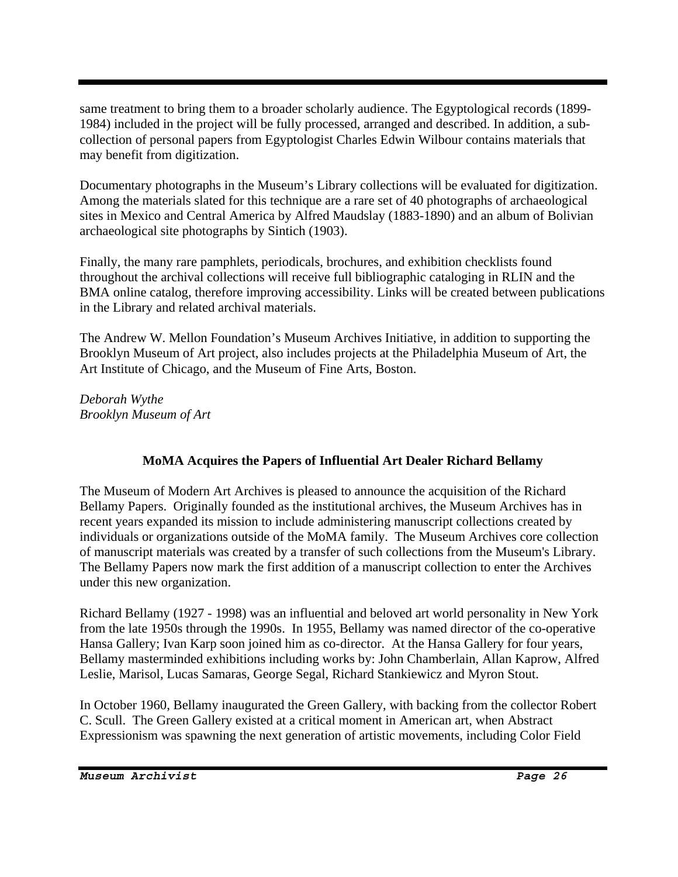same treatment to bring them to a broader scholarly audience. The Egyptological records (1899-1984) included in the project will be fully processed, arranged and described. In addition, a sub-collection of personal papers from Egyptologist Charles Edwin Wilbour contains materials that may benefit from digitization.

Documentary photographs in the Museum's Library collections will be evaluated for digitization. Among the materials slated for this technique are a rare set of 40 photographs of archaeological sites in Mexico and Central America by Alfred Maudslay (1883-1890) and an album of Bolivian archaeological site photographs by Sintich (1903).

Finally, the many rare pamphlets, periodicals, brochures, and exhibition checklists found throughout the archival collections will receive full bibliographic cataloging in RLIN and the BMA online catalog, therefore improving accessibility. Links will be created between publications in the Library and related archival materials.

The Andrew W. Mellon Foundation's Museum Archives Initiative, in addition to supporting the Brooklyn Museum of Art project, also includes projects at the Philadelphia Museum of Art, the Art Institute of Chicago, and the Museum of Fine Arts, Boston.

*Deborah Wythe*
*Brooklyn Museum of Art*

### MoMA Acquires the Papers of Influential Art Dealer Richard Bellamy

The Museum of Modern Art Archives is pleased to announce the acquisition of the Richard Bellamy Papers. Originally founded as the institutional archives, the Museum Archives has in recent years expanded its mission to include administering manuscript collections created by individuals or organizations outside of the MoMA family. The Museum Archives core collection of manuscript materials was created by a transfer of such collections from the Museum's Library. The Bellamy Papers now mark the first addition of a manuscript collection to enter the Archives under this new organization.

Richard Bellamy (1927 - 1998) was an influential and beloved art world personality in New York from the late 1950s through the 1990s. In 1955, Bellamy was named director of the co-operative Hansa Gallery; Ivan Karp soon joined him as co-director. At the Hansa Gallery for four years, Bellamy masterminded exhibitions including works by: John Chamberlain, Allan Kaprow, Alfred Leslie, Marisol, Lucas Samaras, George Segal, Richard Stankiewicz and Myron Stout.

In October 1960, Bellamy inaugurated the Green Gallery, with backing from the collector Robert C. Scull. The Green Gallery existed at a critical moment in American art, when Abstract Expressionism was spawning the next generation of artistic movements, including Color Field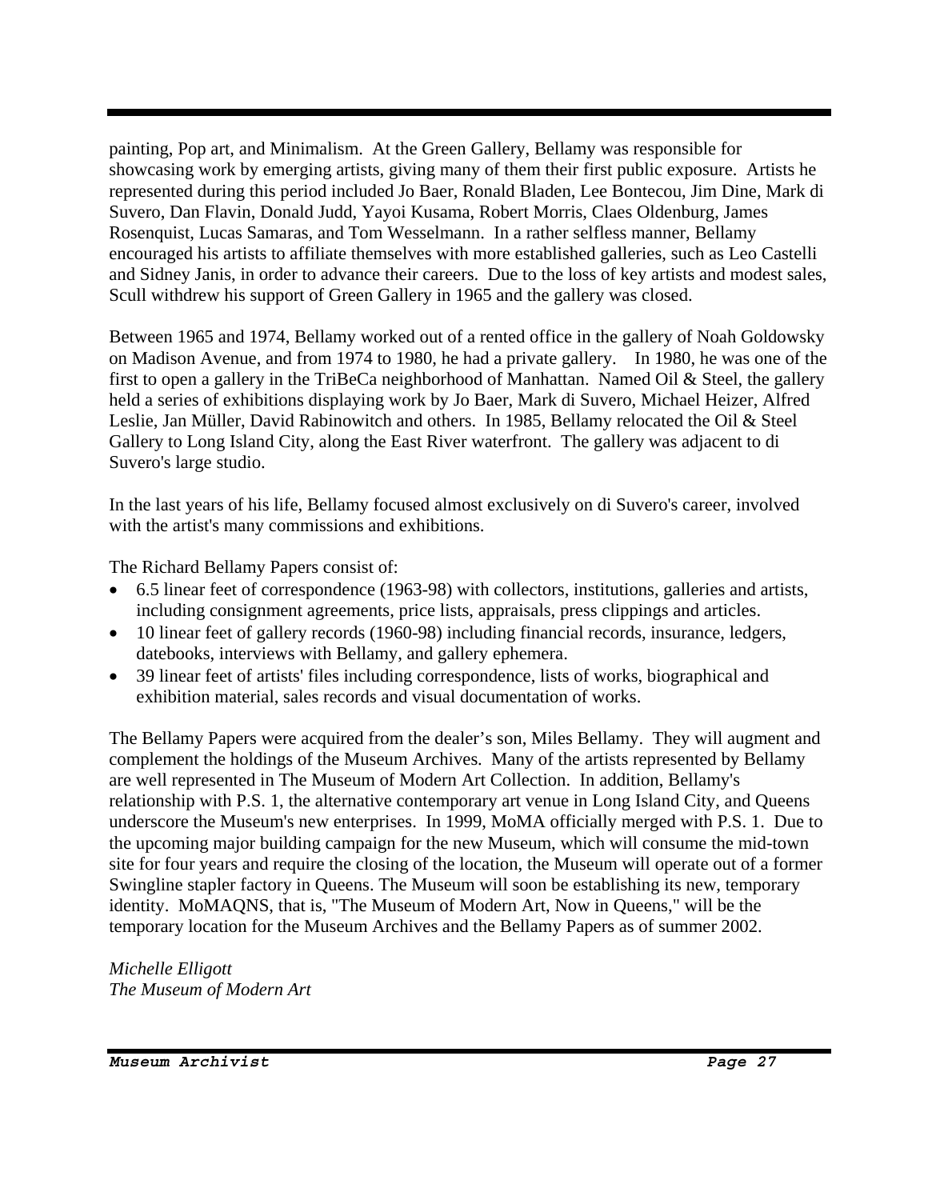painting, Pop art, and Minimalism. At the Green Gallery, Bellamy was responsible for showcasing work by emerging artists, giving many of them their first public exposure. Artists he represented during this period included Jo Baer, Ronald Bladen, Lee Bontecou, Jim Dine, Mark di Suvero, Dan Flavin, Donald Judd, Yayoi Kusama, Robert Morris, Claes Oldenburg, James Rosenquist, Lucas Samaras, and Tom Wesselmann. In a rather selfless manner, Bellamy encouraged his artists to affiliate themselves with more established galleries, such as Leo Castelli and Sidney Janis, in order to advance their careers. Due to the loss of key artists and modest sales, Scull withdrew his support of Green Gallery in 1965 and the gallery was closed.

Between 1965 and 1974, Bellamy worked out of a rented office in the gallery of Noah Goldowsky on Madison Avenue, and from 1974 to 1980, he had a private gallery. In 1980, he was one of the first to open a gallery in the TriBeCa neighborhood of Manhattan. Named Oil & Steel, the gallery held a series of exhibitions displaying work by Jo Baer, Mark di Suvero, Michael Heizer, Alfred Leslie, Jan Müller, David Rabinowitch and others. In 1985, Bellamy relocated the Oil & Steel Gallery to Long Island City, along the East River waterfront. The gallery was adjacent to di Suvero's large studio.

In the last years of his life, Bellamy focused almost exclusively on di Suvero's career, involved with the artist's many commissions and exhibitions.

The Richard Bellamy Papers consist of:

- 6.5 linear feet of correspondence (1963-98) with collectors, institutions, galleries and artists, including consignment agreements, price lists, appraisals, press clippings and articles.
- 10 linear feet of gallery records (1960-98) including financial records, insurance, ledgers, datebooks, interviews with Bellamy, and gallery ephemera.
- 39 linear feet of artists' files including correspondence, lists of works, biographical and exhibition material, sales records and visual documentation of works.

The Bellamy Papers were acquired from the dealer's son, Miles Bellamy. They will augment and complement the holdings of the Museum Archives. Many of the artists represented by Bellamy are well represented in The Museum of Modern Art Collection. In addition, Bellamy's relationship with P.S. 1, the alternative contemporary art venue in Long Island City, and Queens underscore the Museum's new enterprises. In 1999, MoMA officially merged with P.S. 1. Due to the upcoming major building campaign for the new Museum, which will consume the mid-town site for four years and require the closing of the location, the Museum will operate out of a former Swingline stapler factory in Queens. The Museum will soon be establishing its new, temporary identity. MoMAQNS, that is, "The Museum of Modern Art, Now in Queens," will be the temporary location for the Museum Archives and the Bellamy Papers as of summer 2002.

*Michelle Elligott*
*The Museum of Modern Art*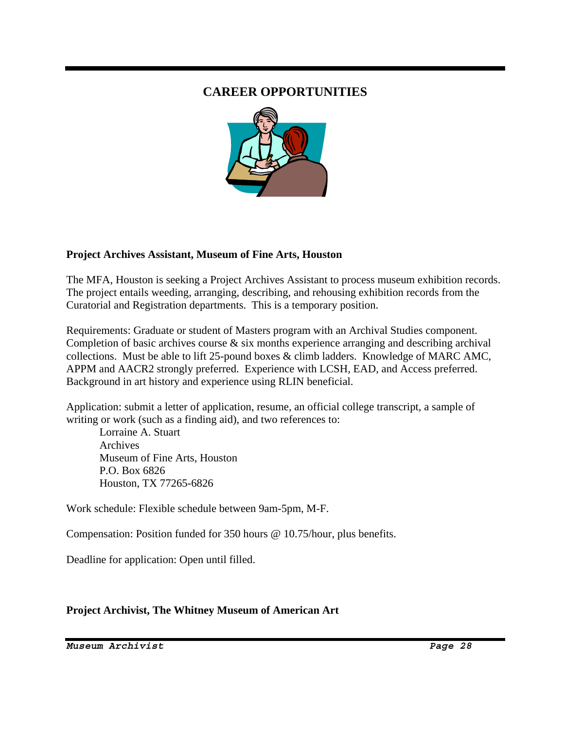# CAREER OPPORTUNITIES

**Project Archives Assistant, Museum of Fine Arts, Houston**

The MFA, Houston is seeking a Project Archives Assistant to process museum exhibition records. The project entails weeding, arranging, describing, and rehousing exhibition records from the Curatorial and Registration departments. This is a temporary position.

Requirements: Graduate or student of Masters program with an Archival Studies component. Completion of basic archives course & six months experience arranging and describing archival collections. Must be able to lift 25-pound boxes & climb ladders. Knowledge of MARC AMC, APPM and AACR2 strongly preferred. Experience with LCSH, EAD, and Access preferred. Background in art history and experience using RLIN beneficial.

Application: submit a letter of application, resume, an official college transcript, a sample of writing or work (such as a finding aid), and two references to:

Lorraine A. Stuart
Archives
Museum of Fine Arts, Houston
P.O. Box 6826
Houston, TX 77265-6826

Work schedule: Flexible schedule between 9am-5pm, M-F.

Compensation: Position funded for 350 hours @ 10.75/hour, plus benefits.

Deadline for application: Open until filled.

**Project Archivist, The Whitney Museum of American Art**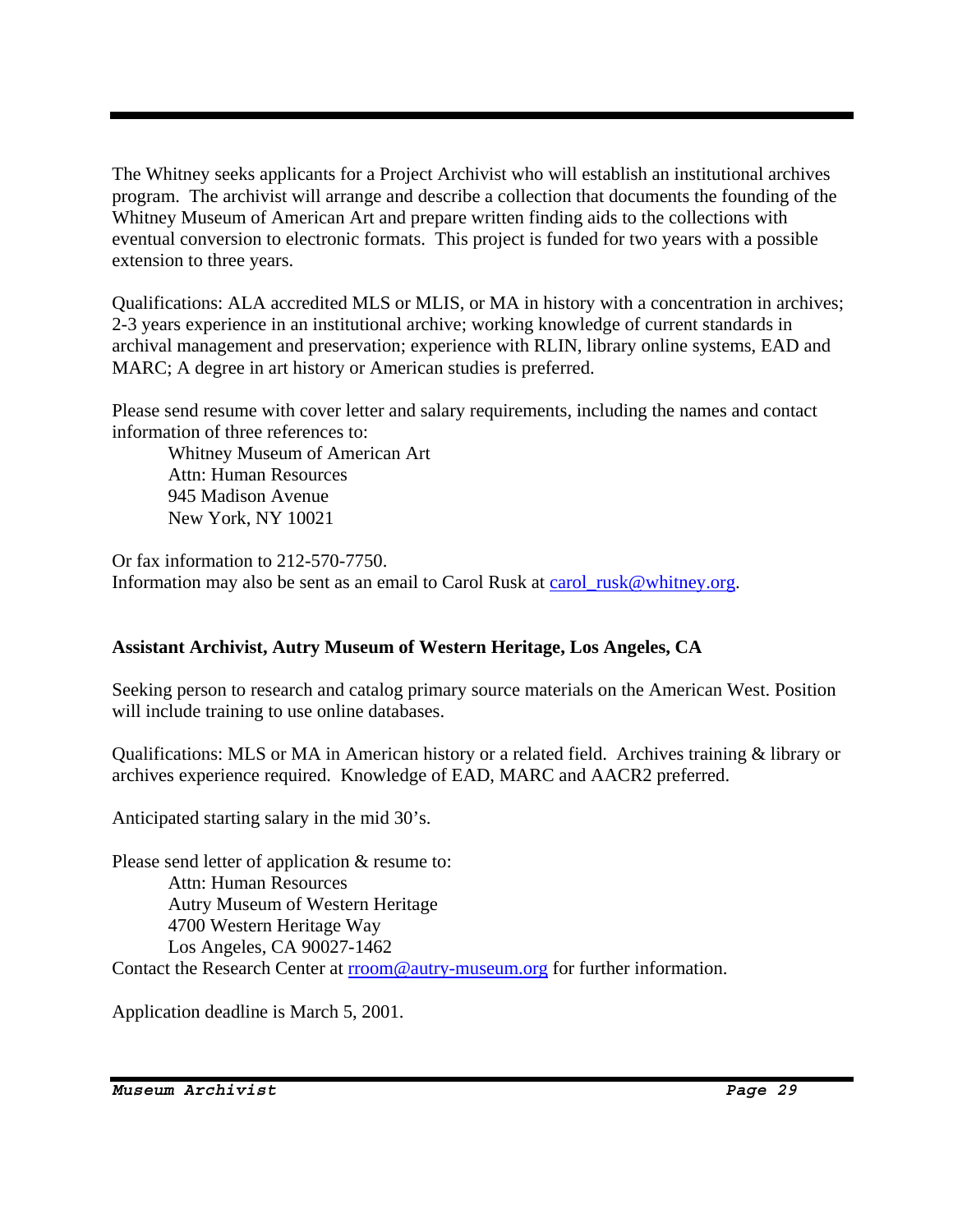The Whitney seeks applicants for a Project Archivist who will establish an institutional archives program. The archivist will arrange and describe a collection that documents the founding of the Whitney Museum of American Art and prepare written finding aids to the collections with eventual conversion to electronic formats. This project is funded for two years with a possible extension to three years.

Qualifications: ALA accredited MLS or MLIS, or MA in history with a concentration in archives; 2-3 years experience in an institutional archive; working knowledge of current standards in archival management and preservation; experience with RLIN, library online systems, EAD and MARC; A degree in art history or American studies is preferred.

Please send resume with cover letter and salary requirements, including the names and contact information of three references to:

> Whitney Museum of American Art
> Attn: Human Resources
> 945 Madison Avenue
> New York, NY 10021

Or fax information to 212-570-7750.
Information may also be sent as an email to Carol Rusk at carol_rusk@whitney.org.

**Assistant Archivist, Autry Museum of Western Heritage, Los Angeles, CA**

Seeking person to research and catalog primary source materials on the American West. Position will include training to use online databases.

Qualifications: MLS or MA in American history or a related field. Archives training & library or archives experience required. Knowledge of EAD, MARC and AACR2 preferred.

Anticipated starting salary in the mid 30's.

Please send letter of application & resume to:

> Attn: Human Resources
> Autry Museum of Western Heritage
> 4700 Western Heritage Way
> Los Angeles, CA 90027-1462

Contact the Research Center at rroom@autry-museum.org for further information.

Application deadline is March 5, 2001.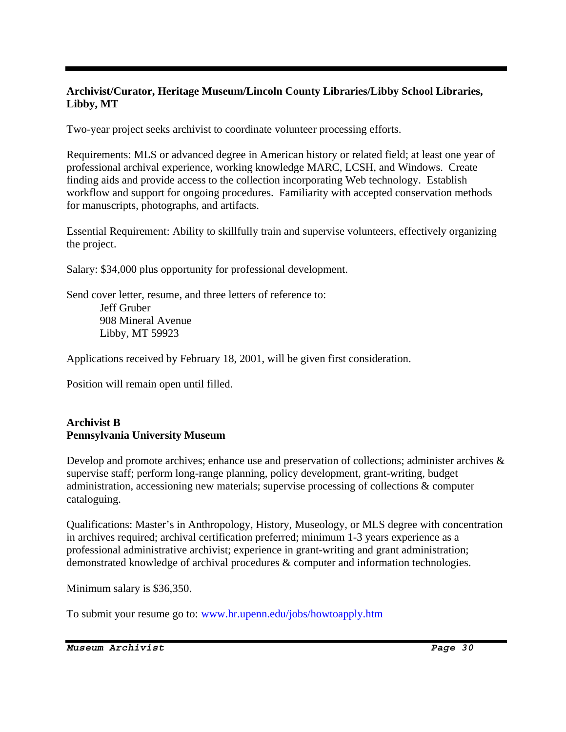**Archivist/Curator, Heritage Museum/Lincoln County Libraries/Libby School Libraries, Libby, MT**

Two-year project seeks archivist to coordinate volunteer processing efforts.

Requirements: MLS or advanced degree in American history or related field; at least one year of professional archival experience, working knowledge MARC, LCSH, and Windows. Create finding aids and provide access to the collection incorporating Web technology. Establish workflow and support for ongoing procedures. Familiarity with accepted conservation methods for manuscripts, photographs, and artifacts.

Essential Requirement: Ability to skillfully train and supervise volunteers, effectively organizing the project.

Salary: $34,000 plus opportunity for professional development.

Send cover letter, resume, and three letters of reference to:

Jeff Gruber
908 Mineral Avenue
Libby, MT 59923

Applications received by February 18, 2001, will be given first consideration.

Position will remain open until filled.

**Archivist B**
**Pennsylvania University Museum**

Develop and promote archives; enhance use and preservation of collections; administer archives & supervise staff; perform long-range planning, policy development, grant-writing, budget administration, accessioning new materials; supervise processing of collections & computer cataloguing.

Qualifications: Master's in Anthropology, History, Museology, or MLS degree with concentration in archives required; archival certification preferred; minimum 1-3 years experience as a professional administrative archivist; experience in grant-writing and grant administration; demonstrated knowledge of archival procedures & computer and information technologies.

Minimum salary is $36,350.

To submit your resume go to: [www.hr.upenn.edu/jobs/howtoapply.htm](www.hr.upenn.edu/jobs/howtoapply.htm)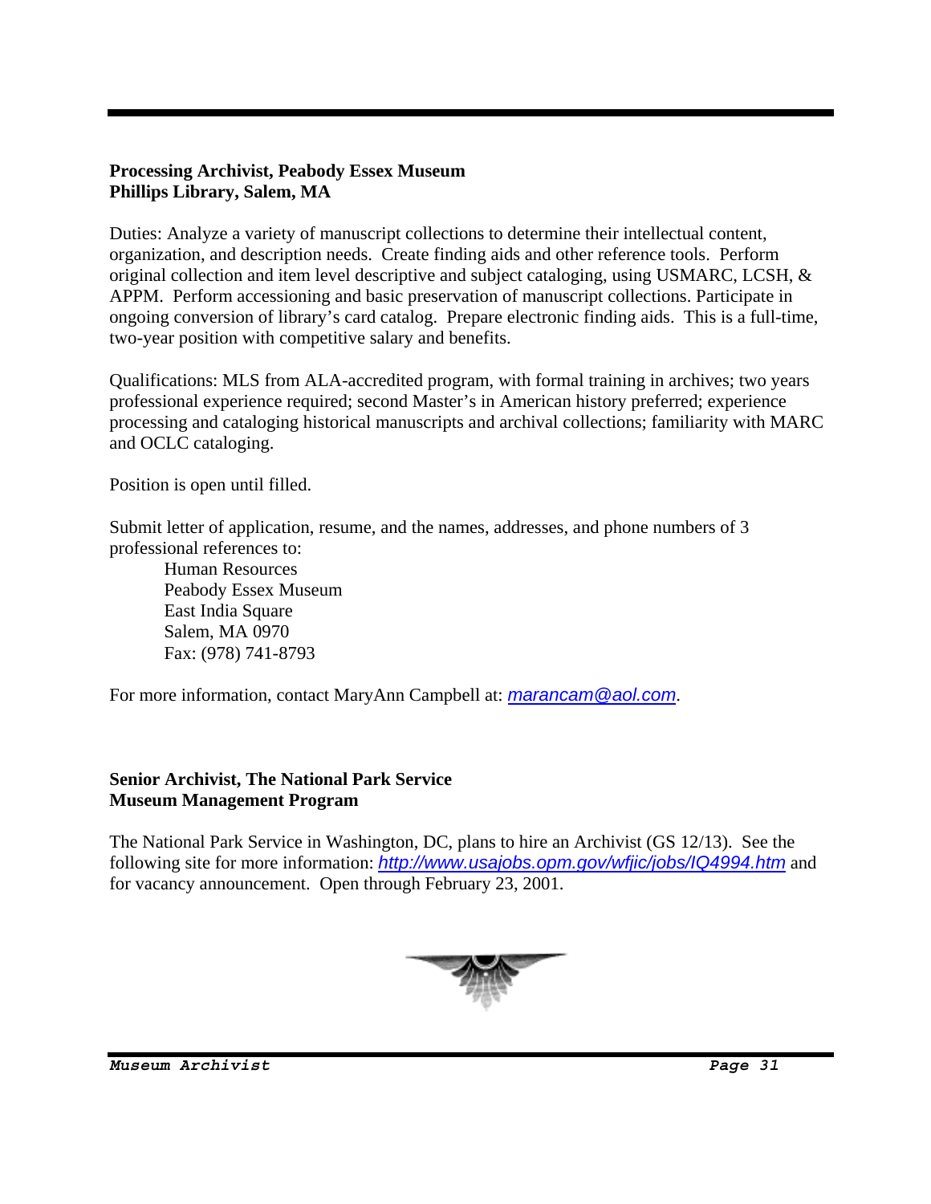**Processing Archivist, Peabody Essex Museum**
**Phillips Library, Salem, MA**

Duties: Analyze a variety of manuscript collections to determine their intellectual content, organization, and description needs. Create finding aids and other reference tools. Perform original collection and item level descriptive and subject cataloging, using USMARC, LCSH, & APPM. Perform accessioning and basic preservation of manuscript collections. Participate in ongoing conversion of library's card catalog. Prepare electronic finding aids. This is a full-time, two-year position with competitive salary and benefits.

Qualifications: MLS from ALA-accredited program, with formal training in archives; two years professional experience required; second Master's in American history preferred; experience processing and cataloging historical manuscripts and archival collections; familiarity with MARC and OCLC cataloging.

Position is open until filled.

Submit letter of application, resume, and the names, addresses, and phone numbers of 3 professional references to:

Human Resources
Peabody Essex Museum
East India Square
Salem, MA 0970
Fax: (978) 741-8793

For more information, contact MaryAnn Campbell at: marancam@aol.com.

**Senior Archivist, The National Park Service**
**Museum Management Program**

The National Park Service in Washington, DC, plans to hire an Archivist (GS 12/13). See the following site for more information: http://www.usajobs.opm.gov/wfjic/jobs/IQ4994.htm and for vacancy announcement. Open through February 23, 2001.